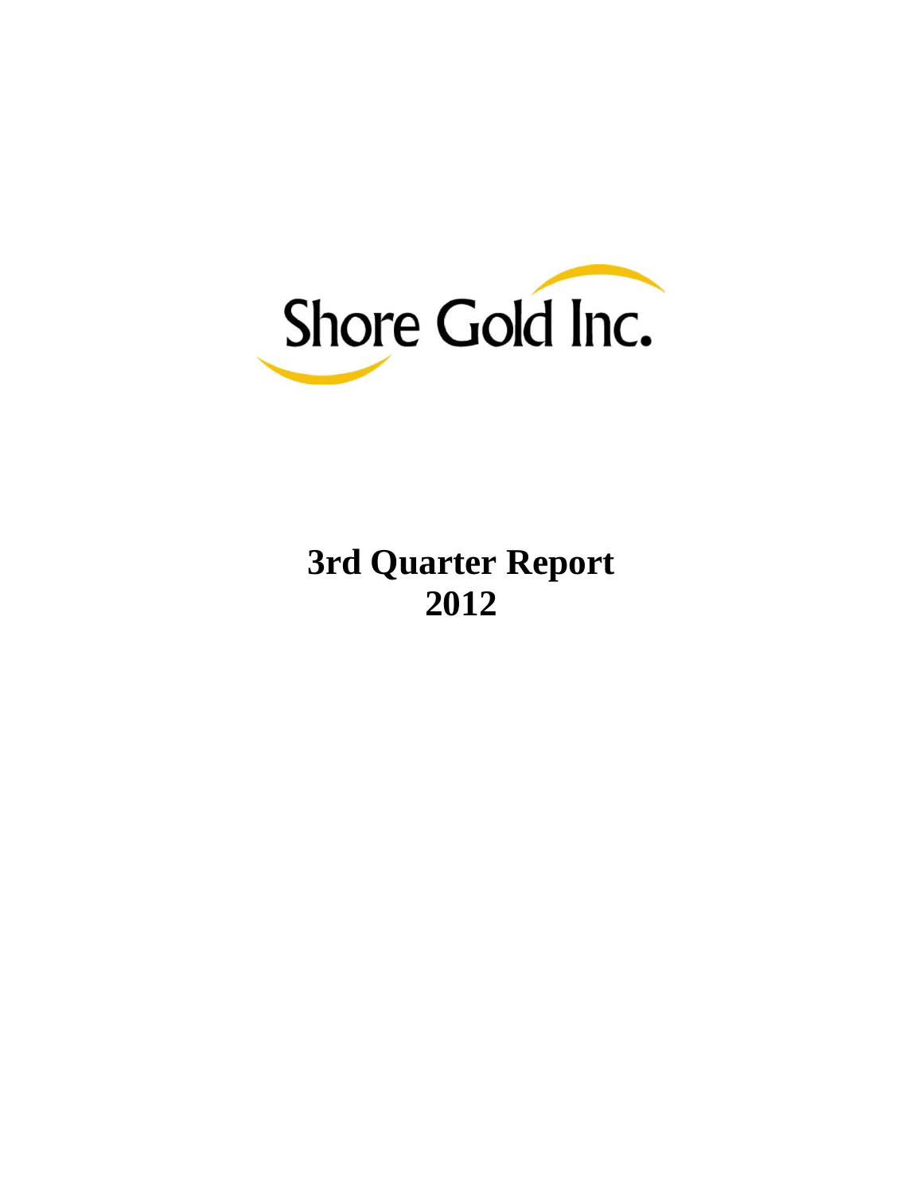Shore Gold Inc.

# 3rd Quarter Report 2012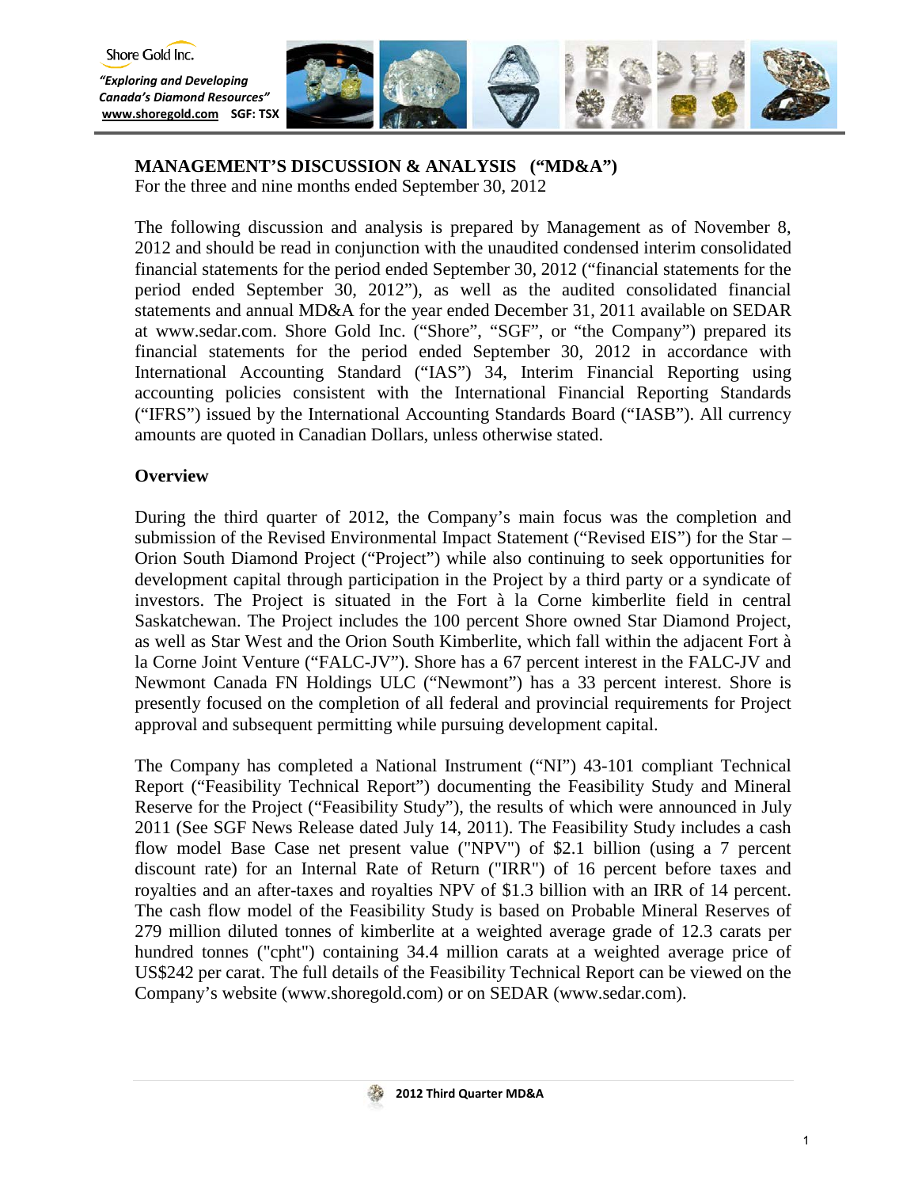## MANAGEMENT'S DISCUSSION & ANALYSIS ("MD&A")

For the three and nine months ended September 30, 2012

The following discussion and analysis is prepared by Management as of November 8, 2012 and should be read in conjunction with the unaudited condensed interim consolidated financial statements for the period ended September 30, 2012 ("financial statements for the period ended September 30, 2012"), as well as the audited consolidated financial statements and annual MD&A for the year ended December 31, 2011 available on SEDAR at www.sedar.com. Shore Gold Inc. ("Shore", "SGF", or "the Company") prepared its financial statements for the period ended September 30, 2012 in accordance with International Accounting Standard ("IAS") 34, Interim Financial Reporting using accounting policies consistent with the International Financial Reporting Standards ("IFRS") issued by the International Accounting Standards Board ("IASB"). All currency amounts are quoted in Canadian Dollars, unless otherwise stated.

### Overview

During the third quarter of 2012, the Company's main focus was the completion and submission of the Revised Environmental Impact Statement ("Revised EIS") for the Star – Orion South Diamond Project ("Project") while also continuing to seek opportunities for development capital through participation in the Project by a third party or a syndicate of investors. The Project is situated in the Fort à la Corne kimberlite field in central Saskatchewan. The Project includes the 100 percent Shore owned Star Diamond Project, as well as Star West and the Orion South Kimberlite, which fall within the adjacent Fort à la Corne Joint Venture ("FALC-JV"). Shore has a 67 percent interest in the FALC-JV and Newmont Canada FN Holdings ULC ("Newmont") has a 33 percent interest. Shore is presently focused on the completion of all federal and provincial requirements for Project approval and subsequent permitting while pursuing development capital.

The Company has completed a National Instrument ("NI") 43-101 compliant Technical Report ("Feasibility Technical Report") documenting the Feasibility Study and Mineral Reserve for the Project ("Feasibility Study"), the results of which were announced in July 2011 (See SGF News Release dated July 14, 2011). The Feasibility Study includes a cash flow model Base Case net present value ("NPV") of $2.1 billion (using a 7 percent discount rate) for an Internal Rate of Return ("IRR") of 16 percent before taxes and royalties and an after-taxes and royalties NPV of $1.3 billion with an IRR of 14 percent. The cash flow model of the Feasibility Study is based on Probable Mineral Reserves of 279 million diluted tonnes of kimberlite at a weighted average grade of 12.3 carats per hundred tonnes ("cpht") containing 34.4 million carats at a weighted average price of US$242 per carat. The full details of the Feasibility Technical Report can be viewed on the Company's website (www.shoregold.com) or on SEDAR (www.sedar.com).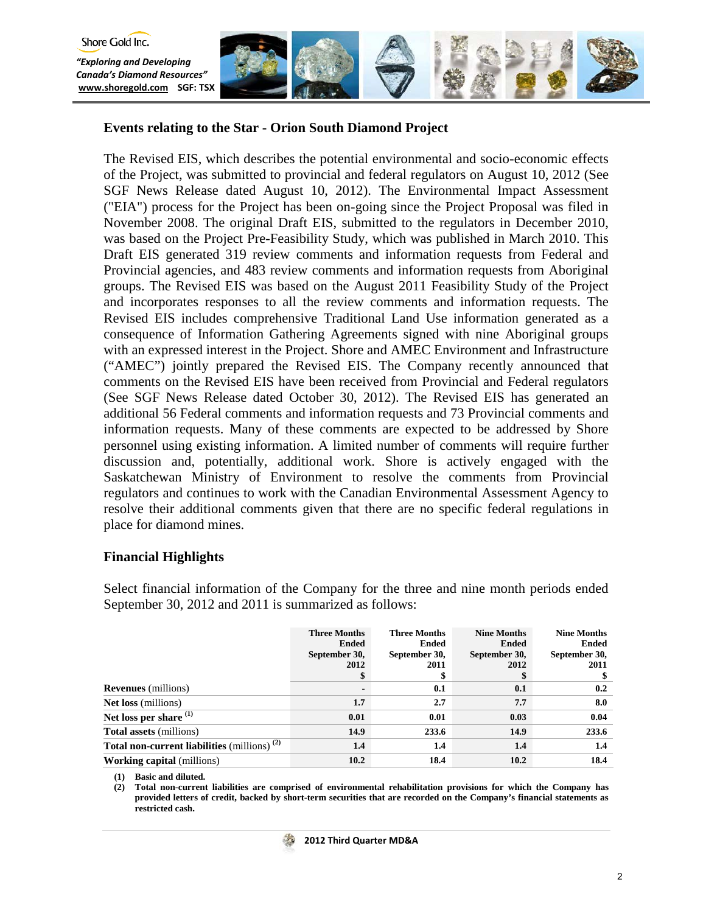## Events relating to the Star - Orion South Diamond Project

The Revised EIS, which describes the potential environmental and socio-economic effects of the Project, was submitted to provincial and federal regulators on August 10, 2012 (See SGF News Release dated August 10, 2012). The Environmental Impact Assessment ("EIA") process for the Project has been on-going since the Project Proposal was filed in November 2008. The original Draft EIS, submitted to the regulators in December 2010, was based on the Project Pre-Feasibility Study, which was published in March 2010. This Draft EIS generated 319 review comments and information requests from Federal and Provincial agencies, and 483 review comments and information requests from Aboriginal groups. The Revised EIS was based on the August 2011 Feasibility Study of the Project and incorporates responses to all the review comments and information requests. The Revised EIS includes comprehensive Traditional Land Use information generated as a consequence of Information Gathering Agreements signed with nine Aboriginal groups with an expressed interest in the Project. Shore and AMEC Environment and Infrastructure ("AMEC") jointly prepared the Revised EIS. The Company recently announced that comments on the Revised EIS have been received from Provincial and Federal regulators (See SGF News Release dated October 30, 2012). The Revised EIS has generated an additional 56 Federal comments and information requests and 73 Provincial comments and information requests. Many of these comments are expected to be addressed by Shore personnel using existing information. A limited number of comments will require further discussion and, potentially, additional work. Shore is actively engaged with the Saskatchewan Ministry of Environment to resolve the comments from Provincial regulators and continues to work with the Canadian Environmental Assessment Agency to resolve their additional comments given that there are no specific federal regulations in place for diamond mines.

## Financial Highlights

Select financial information of the Company for the three and nine month periods ended September 30, 2012 and 2011 is summarized as follows:

| | Three Months Ended September 30, 2012 $ | Three Months Ended September 30, 2011 $ | Nine Months Ended September 30, 2012 $ | Nine Months Ended September 30, 2011 $ |
|---|---|---|---|---|
| **Revenues** (millions) | - | 0.1 | 0.1 | 0.2 |
| **Net loss** (millions) | 1.7 | 2.7 | 7.7 | 8.0 |
| **Net loss per share** (1) | 0.01 | 0.01 | 0.03 | 0.04 |
| **Total assets** (millions) | 14.9 | 233.6 | 14.9 | 233.6 |
| **Total non-current liabilities** (millions) (2) | 1.4 | 1.4 | 1.4 | 1.4 |
| **Working capital** (millions) | 10.2 | 18.4 | 10.2 | 18.4 |

**(1) Basic and diluted.**

**(2) Total non-current liabilities are comprised of environmental rehabilitation provisions for which the Company has provided letters of credit, backed by short-term securities that are recorded on the Company's financial statements as restricted cash.**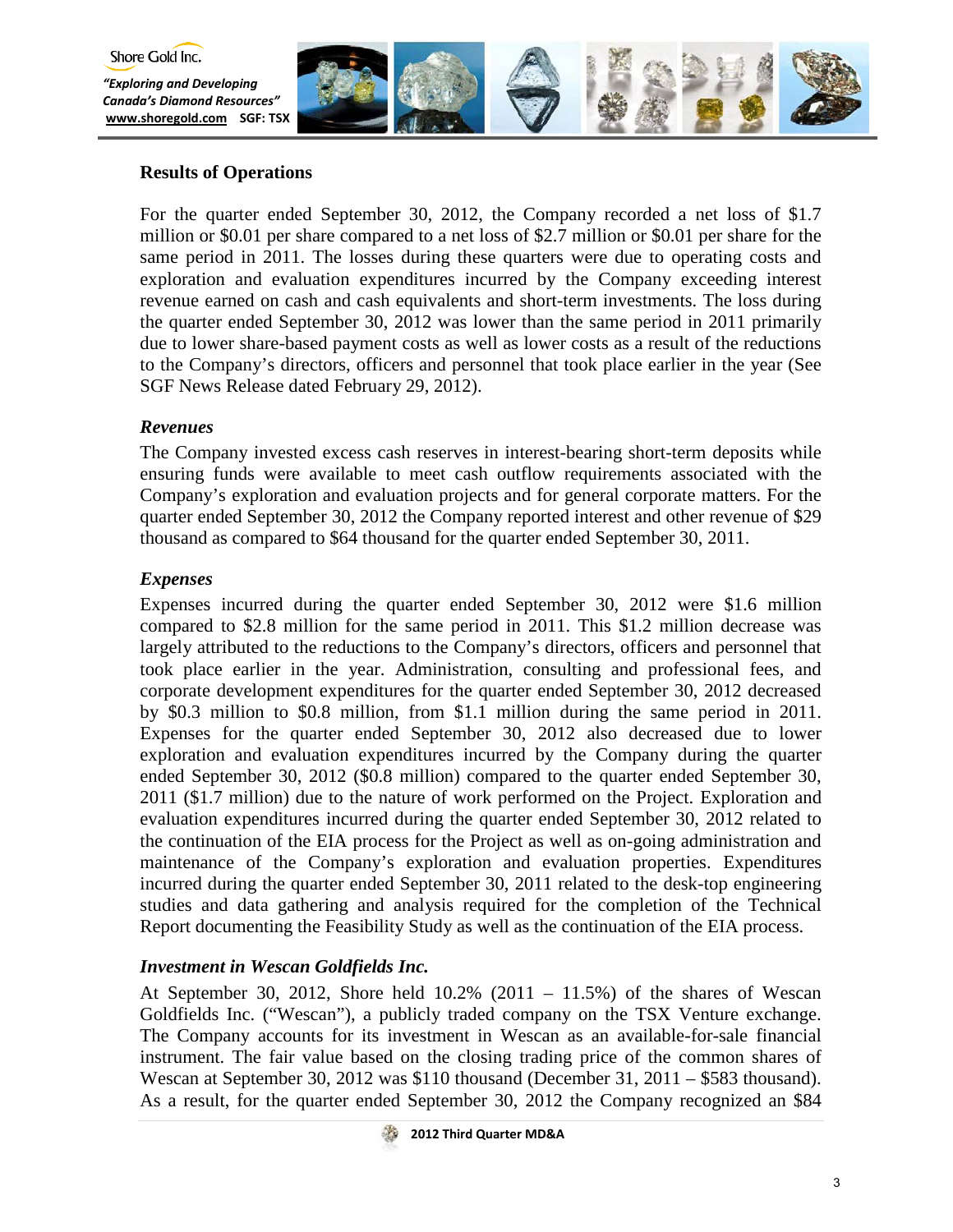## Results of Operations

For the quarter ended September 30, 2012, the Company recorded a net loss of $1.7 million or $0.01 per share compared to a net loss of $2.7 million or $0.01 per share for the same period in 2011. The losses during these quarters were due to operating costs and exploration and evaluation expenditures incurred by the Company exceeding interest revenue earned on cash and cash equivalents and short-term investments. The loss during the quarter ended September 30, 2012 was lower than the same period in 2011 primarily due to lower share-based payment costs as well as lower costs as a result of the reductions to the Company's directors, officers and personnel that took place earlier in the year (See SGF News Release dated February 29, 2012).

### *Revenues*

The Company invested excess cash reserves in interest-bearing short-term deposits while ensuring funds were available to meet cash outflow requirements associated with the Company's exploration and evaluation projects and for general corporate matters. For the quarter ended September 30, 2012 the Company reported interest and other revenue of $29 thousand as compared to $64 thousand for the quarter ended September 30, 2011.

### *Expenses*

Expenses incurred during the quarter ended September 30, 2012 were $1.6 million compared to $2.8 million for the same period in 2011. This $1.2 million decrease was largely attributed to the reductions to the Company's directors, officers and personnel that took place earlier in the year. Administration, consulting and professional fees, and corporate development expenditures for the quarter ended September 30, 2012 decreased by $0.3 million to $0.8 million, from $1.1 million during the same period in 2011. Expenses for the quarter ended September 30, 2012 also decreased due to lower exploration and evaluation expenditures incurred by the Company during the quarter ended September 30, 2012 ($0.8 million) compared to the quarter ended September 30, 2011 ($1.7 million) due to the nature of work performed on the Project. Exploration and evaluation expenditures incurred during the quarter ended September 30, 2012 related to the continuation of the EIA process for the Project as well as on-going administration and maintenance of the Company's exploration and evaluation properties. Expenditures incurred during the quarter ended September 30, 2011 related to the desk-top engineering studies and data gathering and analysis required for the completion of the Technical Report documenting the Feasibility Study as well as the continuation of the EIA process.

### *Investment in Wescan Goldfields Inc.*

At September 30, 2012, Shore held 10.2% (2011 – 11.5%) of the shares of Wescan Goldfields Inc. ("Wescan"), a publicly traded company on the TSX Venture exchange. The Company accounts for its investment in Wescan as an available-for-sale financial instrument. The fair value based on the closing trading price of the common shares of Wescan at September 30, 2012 was $110 thousand (December 31, 2011 – $583 thousand). As a result, for the quarter ended September 30, 2012 the Company recognized an $84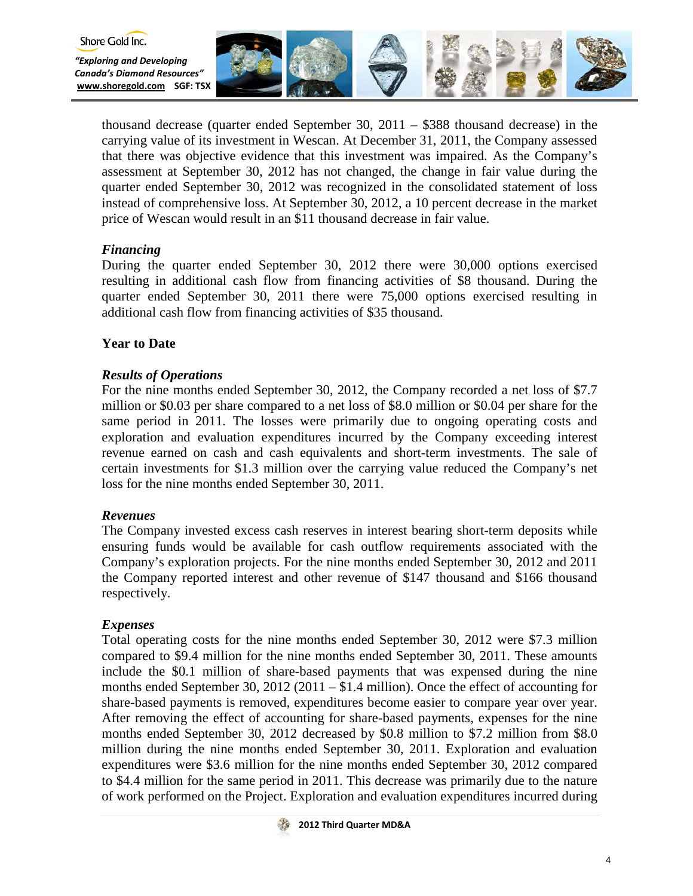thousand decrease (quarter ended September 30, 2011 – $388 thousand decrease) in the carrying value of its investment in Wescan. At December 31, 2011, the Company assessed that there was objective evidence that this investment was impaired. As the Company's assessment at September 30, 2012 has not changed, the change in fair value during the quarter ended September 30, 2012 was recognized in the consolidated statement of loss instead of comprehensive loss. At September 30, 2012, a 10 percent decrease in the market price of Wescan would result in an $11 thousand decrease in fair value.

***Financing***

During the quarter ended September 30, 2012 there were 30,000 options exercised resulting in additional cash flow from financing activities of $8 thousand. During the quarter ended September 30, 2011 there were 75,000 options exercised resulting in additional cash flow from financing activities of $35 thousand.

**Year to Date**

***Results of Operations***

For the nine months ended September 30, 2012, the Company recorded a net loss of $7.7 million or $0.03 per share compared to a net loss of $8.0 million or $0.04 per share for the same period in 2011. The losses were primarily due to ongoing operating costs and exploration and evaluation expenditures incurred by the Company exceeding interest revenue earned on cash and cash equivalents and short-term investments. The sale of certain investments for $1.3 million over the carrying value reduced the Company's net loss for the nine months ended September 30, 2011.

***Revenues***

The Company invested excess cash reserves in interest bearing short-term deposits while ensuring funds would be available for cash outflow requirements associated with the Company's exploration projects. For the nine months ended September 30, 2012 and 2011 the Company reported interest and other revenue of $147 thousand and $166 thousand respectively.

***Expenses***

Total operating costs for the nine months ended September 30, 2012 were $7.3 million compared to $9.4 million for the nine months ended September 30, 2011. These amounts include the $0.1 million of share-based payments that was expensed during the nine months ended September 30, 2012 (2011 – $1.4 million). Once the effect of accounting for share-based payments is removed, expenditures become easier to compare year over year. After removing the effect of accounting for share-based payments, expenses for the nine months ended September 30, 2012 decreased by $0.8 million to $7.2 million from $8.0 million during the nine months ended September 30, 2011. Exploration and evaluation expenditures were $3.6 million for the nine months ended September 30, 2012 compared to $4.4 million for the same period in 2011. This decrease was primarily due to the nature of work performed on the Project. Exploration and evaluation expenditures incurred during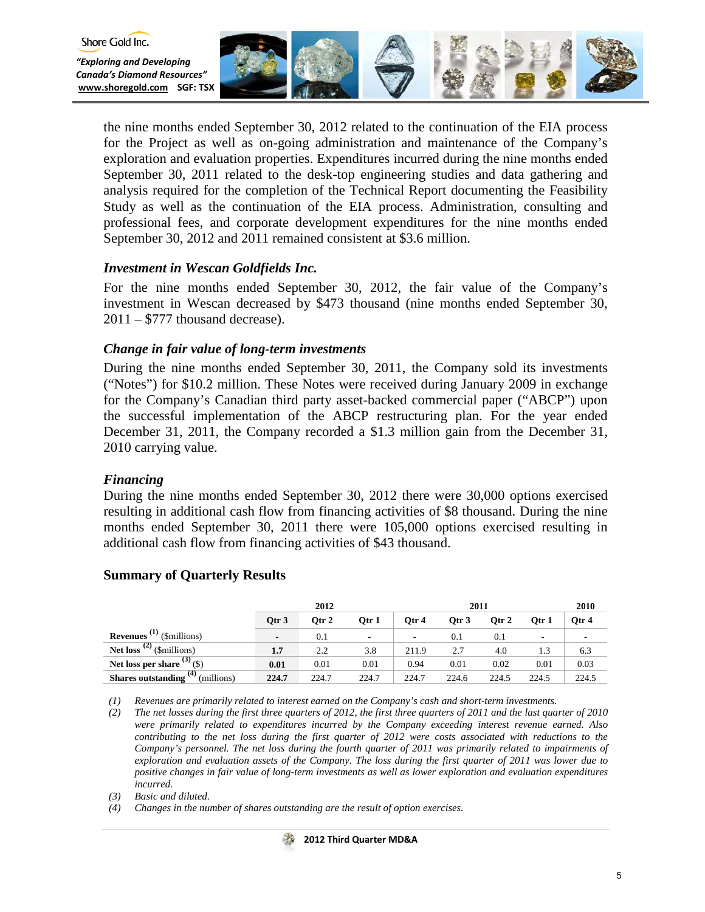the nine months ended September 30, 2012 related to the continuation of the EIA process for the Project as well as on-going administration and maintenance of the Company's exploration and evaluation properties. Expenditures incurred during the nine months ended September 30, 2011 related to the desk-top engineering studies and data gathering and analysis required for the completion of the Technical Report documenting the Feasibility Study as well as the continuation of the EIA process. Administration, consulting and professional fees, and corporate development expenditures for the nine months ended September 30, 2012 and 2011 remained consistent at $3.6 million.

### *Investment in Wescan Goldfields Inc.*

For the nine months ended September 30, 2012, the fair value of the Company's investment in Wescan decreased by $473 thousand (nine months ended September 30, 2011 – $777 thousand decrease).

### *Change in fair value of long-term investments*

During the nine months ended September 30, 2011, the Company sold its investments ("Notes") for $10.2 million. These Notes were received during January 2009 in exchange for the Company's Canadian third party asset-backed commercial paper ("ABCP") upon the successful implementation of the ABCP restructuring plan. For the year ended December 31, 2011, the Company recorded a $1.3 million gain from the December 31, 2010 carrying value.

### *Financing*

During the nine months ended September 30, 2012 there were 30,000 options exercised resulting in additional cash flow from financing activities of $8 thousand. During the nine months ended September 30, 2011 there were 105,000 options exercised resulting in additional cash flow from financing activities of $43 thousand.

## Summary of Quarterly Results

| | 2012 | | | 2011 | | | | 2010 |
|---|---|---|---|---|---|---|---|---|
| | **Qtr 3** | **Qtr 2** | **Qtr 1** | **Qtr 4** | **Qtr 3** | **Qtr 2** | **Qtr 1** | **Qtr 4** |
| **Revenues** (1) ($millions) | **-** | 0.1 | - | - | 0.1 | 0.1 | - | - |
| **Net loss** (2) ($millions) | **1.7** | 2.2 | 3.8 | 211.9 | 2.7 | 4.0 | 1.3 | 6.3 |
| **Net loss per share** (3) ($) | **0.01** | 0.01 | 0.01 | 0.94 | 0.01 | 0.02 | 0.01 | 0.03 |
| **Shares outstanding** (4) (millions) | **224.7** | 224.7 | 224.7 | 224.7 | 224.6 | 224.5 | 224.5 | 224.5 |

*(1) Revenues are primarily related to interest earned on the Company's cash and short-term investments.*

*(2) The net losses during the first three quarters of 2012, the first three quarters of 2011 and the last quarter of 2010 were primarily related to expenditures incurred by the Company exceeding interest revenue earned. Also contributing to the net loss during the first quarter of 2012 were costs associated with reductions to the Company's personnel. The net loss during the fourth quarter of 2011 was primarily related to impairments of exploration and evaluation assets of the Company. The loss during the first quarter of 2011 was lower due to positive changes in fair value of long-term investments as well as lower exploration and evaluation expenditures incurred.*

*(3) Basic and diluted.*

*(4) Changes in the number of shares outstanding are the result of option exercises.*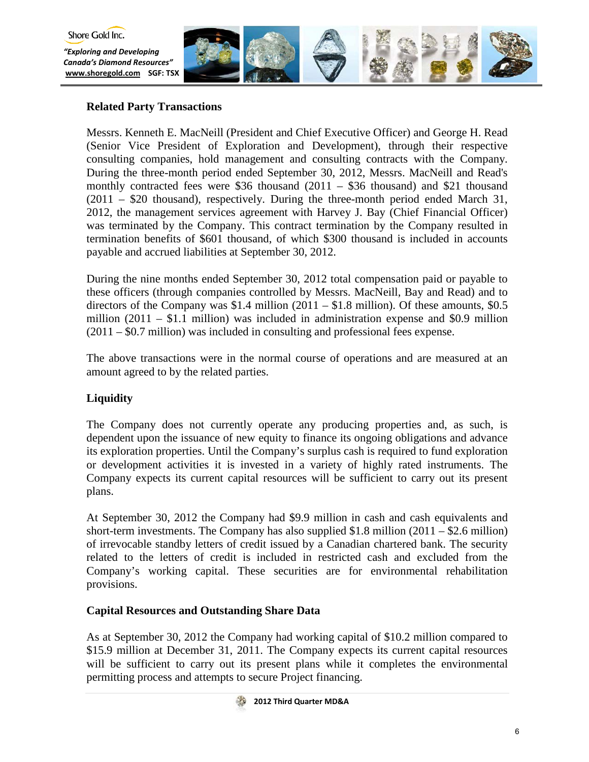## Related Party Transactions

Messrs. Kenneth E. MacNeill (President and Chief Executive Officer) and George H. Read (Senior Vice President of Exploration and Development), through their respective consulting companies, hold management and consulting contracts with the Company. During the three-month period ended September 30, 2012, Messrs. MacNeill and Read's monthly contracted fees were $36 thousand (2011 – $36 thousand) and $21 thousand (2011 – $20 thousand), respectively. During the three-month period ended March 31, 2012, the management services agreement with Harvey J. Bay (Chief Financial Officer) was terminated by the Company. This contract termination by the Company resulted in termination benefits of $601 thousand, of which $300 thousand is included in accounts payable and accrued liabilities at September 30, 2012.

During the nine months ended September 30, 2012 total compensation paid or payable to these officers (through companies controlled by Messrs. MacNeill, Bay and Read) and to directors of the Company was $1.4 million (2011 – $1.8 million). Of these amounts, $0.5 million (2011 – $1.1 million) was included in administration expense and $0.9 million (2011 – $0.7 million) was included in consulting and professional fees expense.

The above transactions were in the normal course of operations and are measured at an amount agreed to by the related parties.

## Liquidity

The Company does not currently operate any producing properties and, as such, is dependent upon the issuance of new equity to finance its ongoing obligations and advance its exploration properties. Until the Company's surplus cash is required to fund exploration or development activities it is invested in a variety of highly rated instruments. The Company expects its current capital resources will be sufficient to carry out its present plans.

At September 30, 2012 the Company had $9.9 million in cash and cash equivalents and short-term investments. The Company has also supplied $1.8 million (2011 – $2.6 million) of irrevocable standby letters of credit issued by a Canadian chartered bank. The security related to the letters of credit is included in restricted cash and excluded from the Company's working capital. These securities are for environmental rehabilitation provisions.

## Capital Resources and Outstanding Share Data

As at September 30, 2012 the Company had working capital of $10.2 million compared to $15.9 million at December 31, 2011. The Company expects its current capital resources will be sufficient to carry out its present plans while it completes the environmental permitting process and attempts to secure Project financing.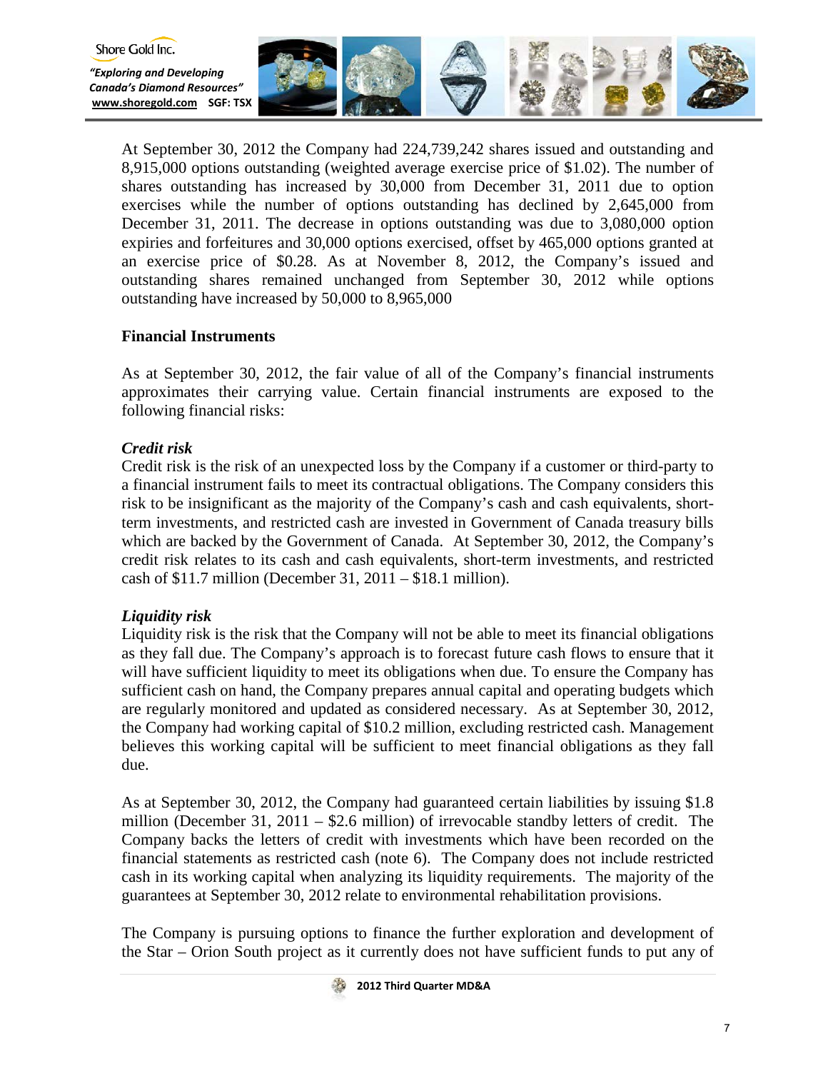At September 30, 2012 the Company had 224,739,242 shares issued and outstanding and 8,915,000 options outstanding (weighted average exercise price of $1.02). The number of shares outstanding has increased by 30,000 from December 31, 2011 due to option exercises while the number of options outstanding has declined by 2,645,000 from December 31, 2011. The decrease in options outstanding was due to 3,080,000 option expiries and forfeitures and 30,000 options exercised, offset by 465,000 options granted at an exercise price of $0.28. As at November 8, 2012, the Company's issued and outstanding shares remained unchanged from September 30, 2012 while options outstanding have increased by 50,000 to 8,965,000

**Financial Instruments**

As at September 30, 2012, the fair value of all of the Company's financial instruments approximates their carrying value. Certain financial instruments are exposed to the following financial risks:

***Credit risk***

Credit risk is the risk of an unexpected loss by the Company if a customer or third-party to a financial instrument fails to meet its contractual obligations. The Company considers this risk to be insignificant as the majority of the Company's cash and cash equivalents, short-term investments, and restricted cash are invested in Government of Canada treasury bills which are backed by the Government of Canada. At September 30, 2012, the Company's credit risk relates to its cash and cash equivalents, short-term investments, and restricted cash of $11.7 million (December 31, 2011 – $18.1 million).

***Liquidity risk***

Liquidity risk is the risk that the Company will not be able to meet its financial obligations as they fall due. The Company's approach is to forecast future cash flows to ensure that it will have sufficient liquidity to meet its obligations when due. To ensure the Company has sufficient cash on hand, the Company prepares annual capital and operating budgets which are regularly monitored and updated as considered necessary. As at September 30, 2012, the Company had working capital of $10.2 million, excluding restricted cash. Management believes this working capital will be sufficient to meet financial obligations as they fall due.

As at September 30, 2012, the Company had guaranteed certain liabilities by issuing $1.8 million (December 31, 2011 – $2.6 million) of irrevocable standby letters of credit. The Company backs the letters of credit with investments which have been recorded on the financial statements as restricted cash (note 6). The Company does not include restricted cash in its working capital when analyzing its liquidity requirements. The majority of the guarantees at September 30, 2012 relate to environmental rehabilitation provisions.

The Company is pursuing options to finance the further exploration and development of the Star – Orion South project as it currently does not have sufficient funds to put any of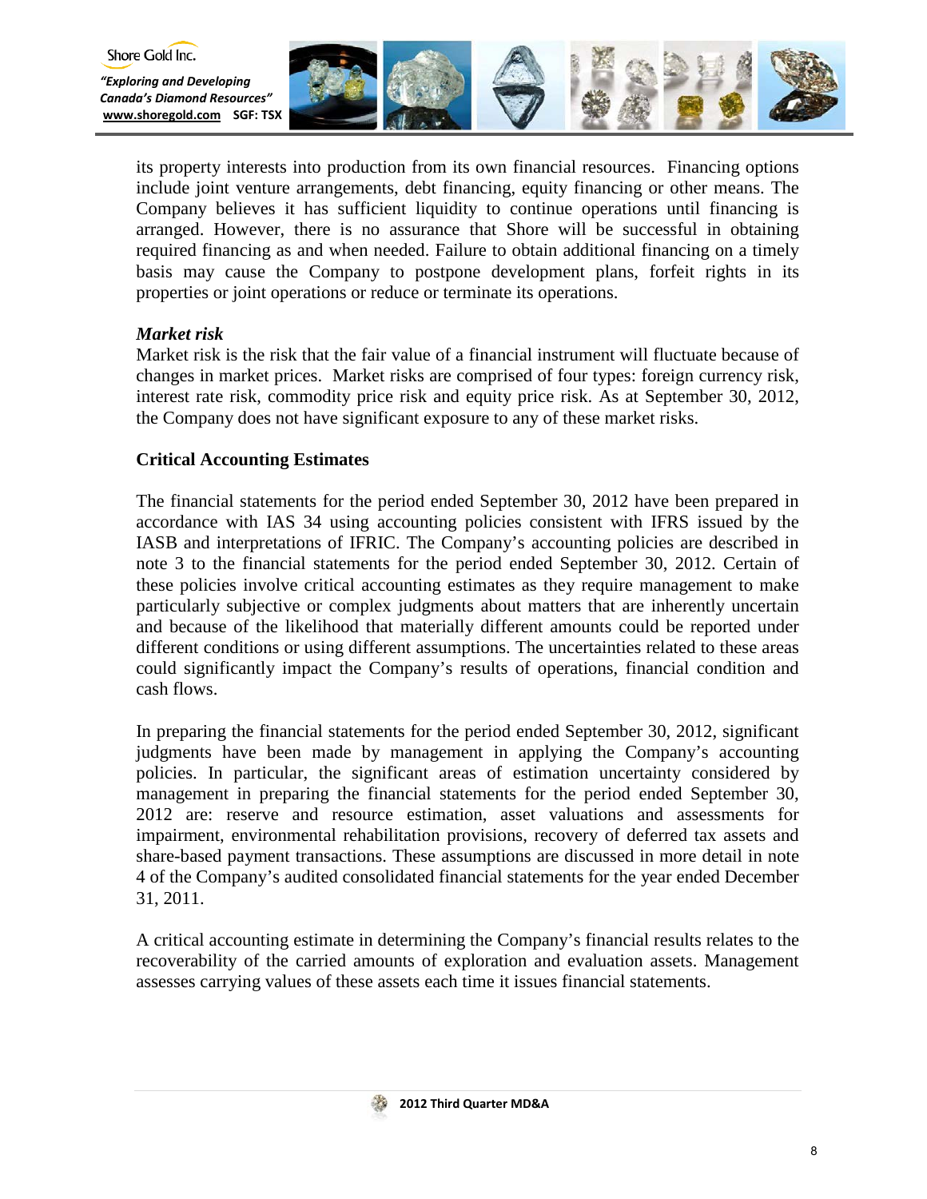its property interests into production from its own financial resources. Financing options include joint venture arrangements, debt financing, equity financing or other means. The Company believes it has sufficient liquidity to continue operations until financing is arranged. However, there is no assurance that Shore will be successful in obtaining required financing as and when needed. Failure to obtain additional financing on a timely basis may cause the Company to postpone development plans, forfeit rights in its properties or joint operations or reduce or terminate its operations.

***Market risk***

Market risk is the risk that the fair value of a financial instrument will fluctuate because of changes in market prices. Market risks are comprised of four types: foreign currency risk, interest rate risk, commodity price risk and equity price risk. As at September 30, 2012, the Company does not have significant exposure to any of these market risks.

**Critical Accounting Estimates**

The financial statements for the period ended September 30, 2012 have been prepared in accordance with IAS 34 using accounting policies consistent with IFRS issued by the IASB and interpretations of IFRIC. The Company's accounting policies are described in note 3 to the financial statements for the period ended September 30, 2012. Certain of these policies involve critical accounting estimates as they require management to make particularly subjective or complex judgments about matters that are inherently uncertain and because of the likelihood that materially different amounts could be reported under different conditions or using different assumptions. The uncertainties related to these areas could significantly impact the Company's results of operations, financial condition and cash flows.

In preparing the financial statements for the period ended September 30, 2012, significant judgments have been made by management in applying the Company's accounting policies. In particular, the significant areas of estimation uncertainty considered by management in preparing the financial statements for the period ended September 30, 2012 are: reserve and resource estimation, asset valuations and assessments for impairment, environmental rehabilitation provisions, recovery of deferred tax assets and share-based payment transactions. These assumptions are discussed in more detail in note 4 of the Company's audited consolidated financial statements for the year ended December 31, 2011.

A critical accounting estimate in determining the Company's financial results relates to the recoverability of the carried amounts of exploration and evaluation assets. Management assesses carrying values of these assets each time it issues financial statements.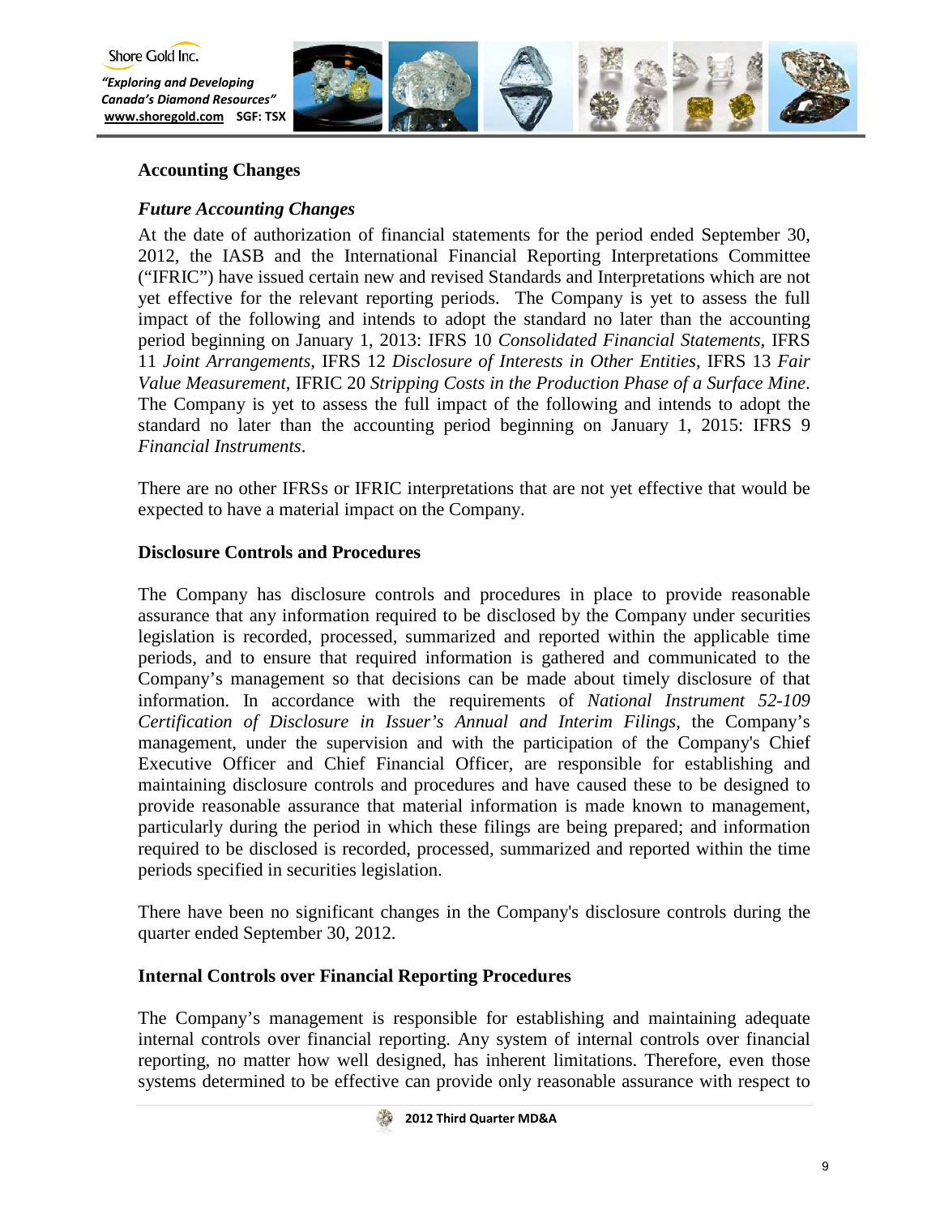## Accounting Changes

### *Future Accounting Changes*

At the date of authorization of financial statements for the period ended September 30, 2012, the IASB and the International Financial Reporting Interpretations Committee ("IFRIC") have issued certain new and revised Standards and Interpretations which are not yet effective for the relevant reporting periods. The Company is yet to assess the full impact of the following and intends to adopt the standard no later than the accounting period beginning on January 1, 2013: IFRS 10 *Consolidated Financial Statements*, IFRS 11 *Joint Arrangements*, IFRS 12 *Disclosure of Interests in Other Entities*, IFRS 13 *Fair Value Measurement*, IFRIC 20 *Stripping Costs in the Production Phase of a Surface Mine*. The Company is yet to assess the full impact of the following and intends to adopt the standard no later than the accounting period beginning on January 1, 2015: IFRS 9 *Financial Instruments*.

There are no other IFRSs or IFRIC interpretations that are not yet effective that would be expected to have a material impact on the Company.

## Disclosure Controls and Procedures

The Company has disclosure controls and procedures in place to provide reasonable assurance that any information required to be disclosed by the Company under securities legislation is recorded, processed, summarized and reported within the applicable time periods, and to ensure that required information is gathered and communicated to the Company's management so that decisions can be made about timely disclosure of that information. In accordance with the requirements of *National Instrument 52-109 Certification of Disclosure in Issuer's Annual and Interim Filings*, the Company's management, under the supervision and with the participation of the Company's Chief Executive Officer and Chief Financial Officer, are responsible for establishing and maintaining disclosure controls and procedures and have caused these to be designed to provide reasonable assurance that material information is made known to management, particularly during the period in which these filings are being prepared; and information required to be disclosed is recorded, processed, summarized and reported within the time periods specified in securities legislation.

There have been no significant changes in the Company's disclosure controls during the quarter ended September 30, 2012.

## Internal Controls over Financial Reporting Procedures

The Company's management is responsible for establishing and maintaining adequate internal controls over financial reporting. Any system of internal controls over financial reporting, no matter how well designed, has inherent limitations. Therefore, even those systems determined to be effective can provide only reasonable assurance with respect to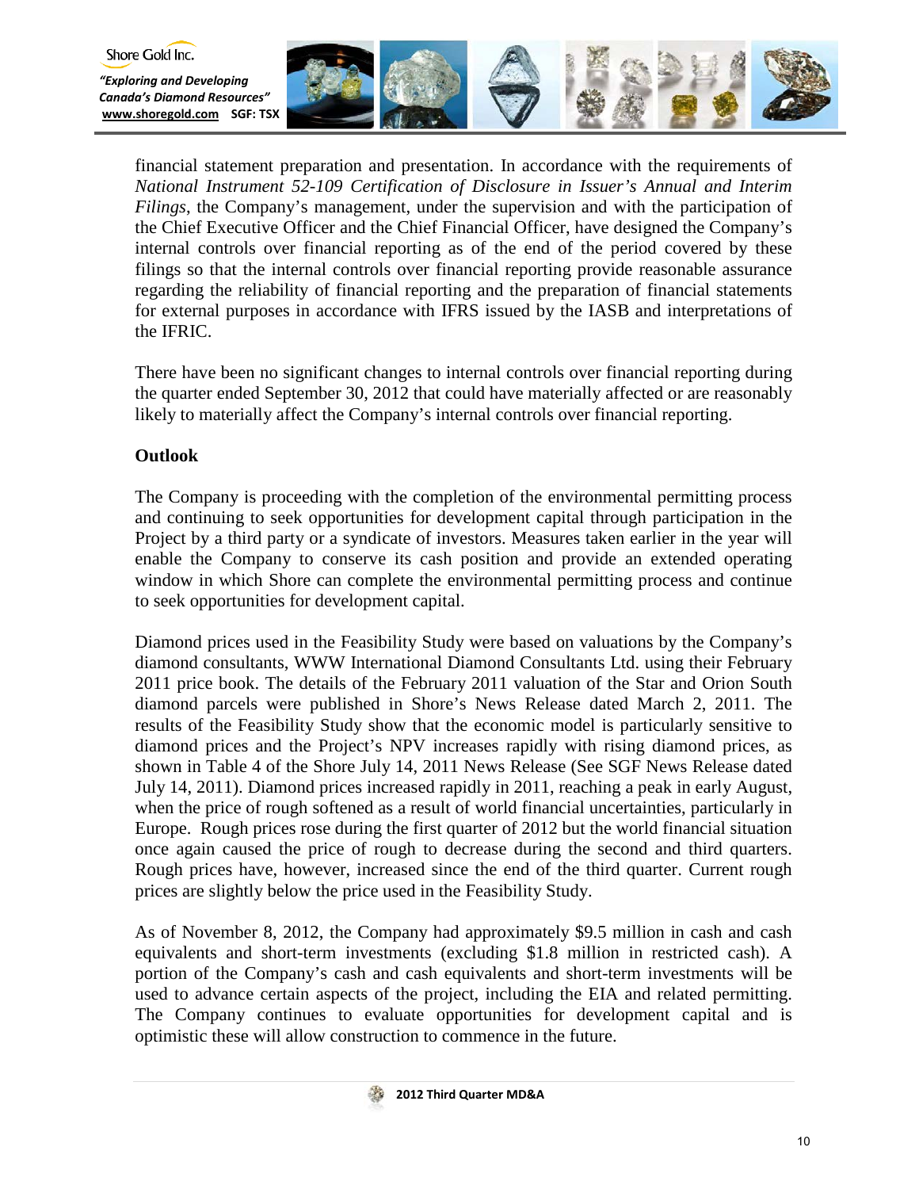financial statement preparation and presentation. In accordance with the requirements of *National Instrument 52-109 Certification of Disclosure in Issuer's Annual and Interim Filings*, the Company's management, under the supervision and with the participation of the Chief Executive Officer and the Chief Financial Officer, have designed the Company's internal controls over financial reporting as of the end of the period covered by these filings so that the internal controls over financial reporting provide reasonable assurance regarding the reliability of financial reporting and the preparation of financial statements for external purposes in accordance with IFRS issued by the IASB and interpretations of the IFRIC.

There have been no significant changes to internal controls over financial reporting during the quarter ended September 30, 2012 that could have materially affected or are reasonably likely to materially affect the Company's internal controls over financial reporting.

## Outlook

The Company is proceeding with the completion of the environmental permitting process and continuing to seek opportunities for development capital through participation in the Project by a third party or a syndicate of investors. Measures taken earlier in the year will enable the Company to conserve its cash position and provide an extended operating window in which Shore can complete the environmental permitting process and continue to seek opportunities for development capital.

Diamond prices used in the Feasibility Study were based on valuations by the Company's diamond consultants, WWW International Diamond Consultants Ltd. using their February 2011 price book. The details of the February 2011 valuation of the Star and Orion South diamond parcels were published in Shore's News Release dated March 2, 2011. The results of the Feasibility Study show that the economic model is particularly sensitive to diamond prices and the Project's NPV increases rapidly with rising diamond prices, as shown in Table 4 of the Shore July 14, 2011 News Release (See SGF News Release dated July 14, 2011). Diamond prices increased rapidly in 2011, reaching a peak in early August, when the price of rough softened as a result of world financial uncertainties, particularly in Europe. Rough prices rose during the first quarter of 2012 but the world financial situation once again caused the price of rough to decrease during the second and third quarters. Rough prices have, however, increased since the end of the third quarter. Current rough prices are slightly below the price used in the Feasibility Study.

As of November 8, 2012, the Company had approximately $9.5 million in cash and cash equivalents and short-term investments (excluding $1.8 million in restricted cash). A portion of the Company's cash and cash equivalents and short-term investments will be used to advance certain aspects of the project, including the EIA and related permitting. The Company continues to evaluate opportunities for development capital and is optimistic these will allow construction to commence in the future.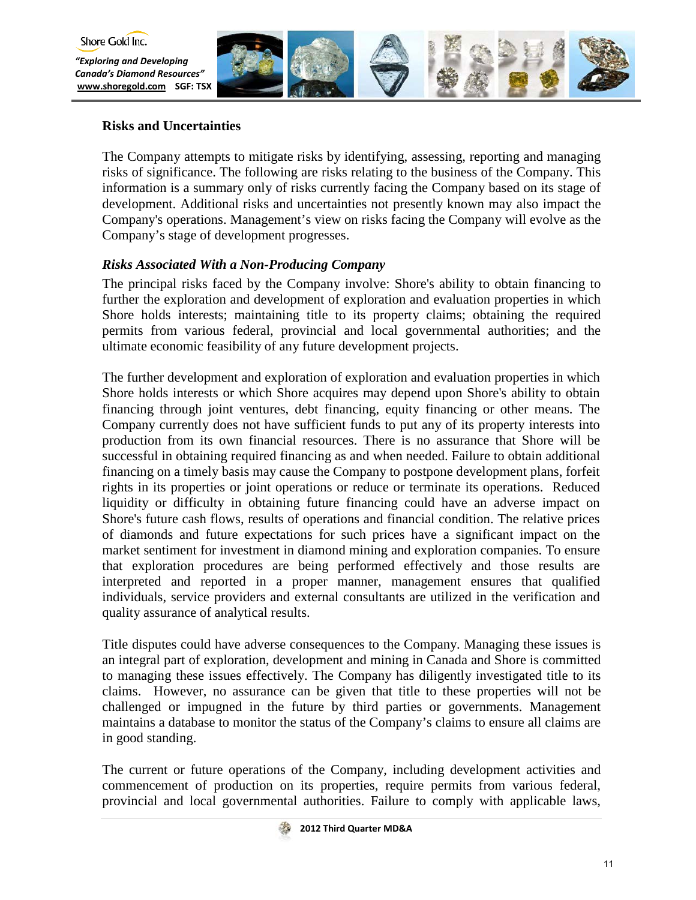## Risks and Uncertainties

The Company attempts to mitigate risks by identifying, assessing, reporting and managing risks of significance. The following are risks relating to the business of the Company. This information is a summary only of risks currently facing the Company based on its stage of development. Additional risks and uncertainties not presently known may also impact the Company's operations. Management's view on risks facing the Company will evolve as the Company's stage of development progresses.

### *Risks Associated With a Non-Producing Company*

The principal risks faced by the Company involve: Shore's ability to obtain financing to further the exploration and development of exploration and evaluation properties in which Shore holds interests; maintaining title to its property claims; obtaining the required permits from various federal, provincial and local governmental authorities; and the ultimate economic feasibility of any future development projects.

The further development and exploration of exploration and evaluation properties in which Shore holds interests or which Shore acquires may depend upon Shore's ability to obtain financing through joint ventures, debt financing, equity financing or other means. The Company currently does not have sufficient funds to put any of its property interests into production from its own financial resources. There is no assurance that Shore will be successful in obtaining required financing as and when needed. Failure to obtain additional financing on a timely basis may cause the Company to postpone development plans, forfeit rights in its properties or joint operations or reduce or terminate its operations. Reduced liquidity or difficulty in obtaining future financing could have an adverse impact on Shore's future cash flows, results of operations and financial condition. The relative prices of diamonds and future expectations for such prices have a significant impact on the market sentiment for investment in diamond mining and exploration companies. To ensure that exploration procedures are being performed effectively and those results are interpreted and reported in a proper manner, management ensures that qualified individuals, service providers and external consultants are utilized in the verification and quality assurance of analytical results.

Title disputes could have adverse consequences to the Company. Managing these issues is an integral part of exploration, development and mining in Canada and Shore is committed to managing these issues effectively. The Company has diligently investigated title to its claims. However, no assurance can be given that title to these properties will not be challenged or impugned in the future by third parties or governments. Management maintains a database to monitor the status of the Company's claims to ensure all claims are in good standing.

The current or future operations of the Company, including development activities and commencement of production on its properties, require permits from various federal, provincial and local governmental authorities. Failure to comply with applicable laws,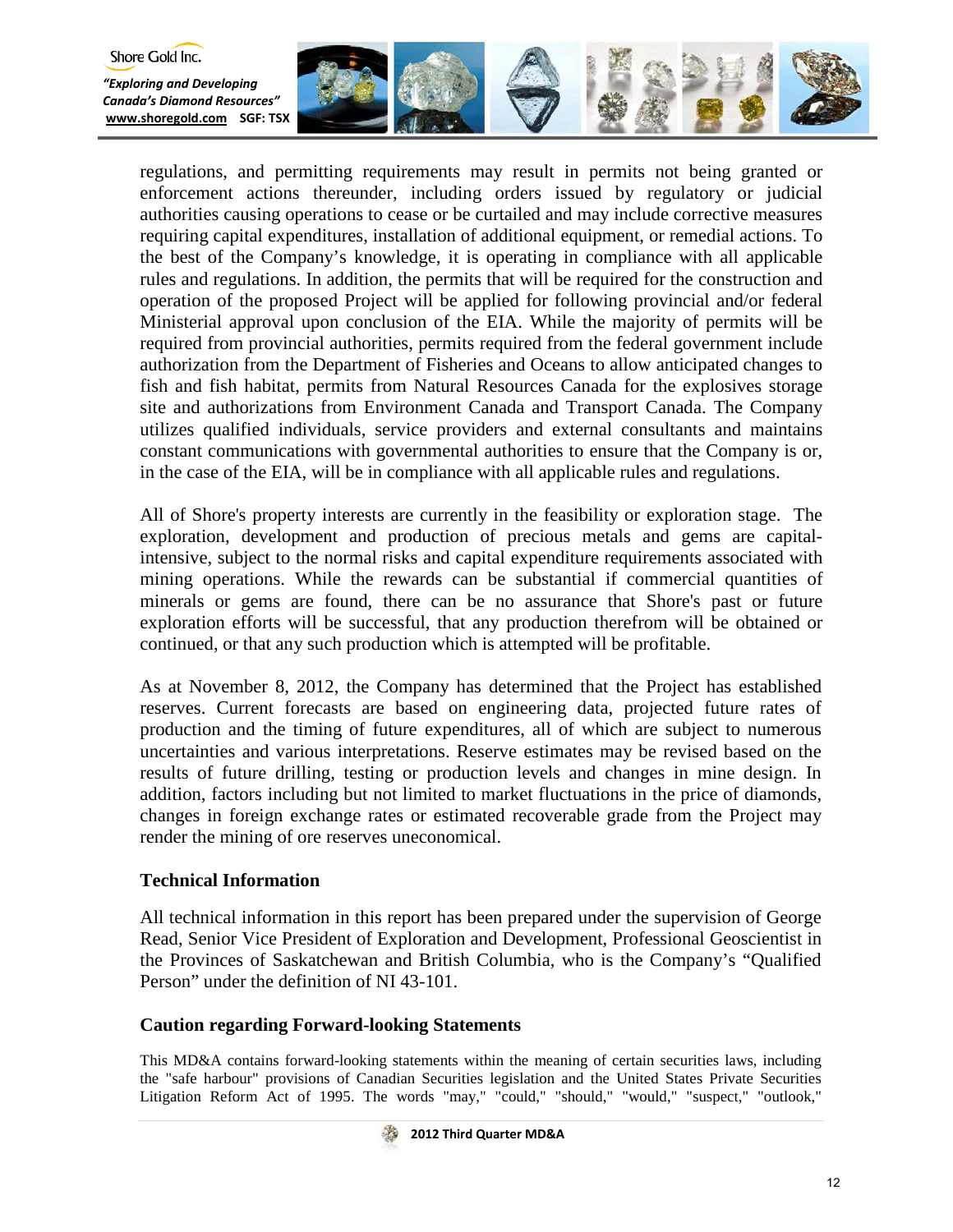regulations, and permitting requirements may result in permits not being granted or enforcement actions thereunder, including orders issued by regulatory or judicial authorities causing operations to cease or be curtailed and may include corrective measures requiring capital expenditures, installation of additional equipment, or remedial actions. To the best of the Company's knowledge, it is operating in compliance with all applicable rules and regulations. In addition, the permits that will be required for the construction and operation of the proposed Project will be applied for following provincial and/or federal Ministerial approval upon conclusion of the EIA. While the majority of permits will be required from provincial authorities, permits required from the federal government include authorization from the Department of Fisheries and Oceans to allow anticipated changes to fish and fish habitat, permits from Natural Resources Canada for the explosives storage site and authorizations from Environment Canada and Transport Canada. The Company utilizes qualified individuals, service providers and external consultants and maintains constant communications with governmental authorities to ensure that the Company is or, in the case of the EIA, will be in compliance with all applicable rules and regulations.

All of Shore's property interests are currently in the feasibility or exploration stage. The exploration, development and production of precious metals and gems are capital-intensive, subject to the normal risks and capital expenditure requirements associated with mining operations. While the rewards can be substantial if commercial quantities of minerals or gems are found, there can be no assurance that Shore's past or future exploration efforts will be successful, that any production therefrom will be obtained or continued, or that any such production which is attempted will be profitable.

As at November 8, 2012, the Company has determined that the Project has established reserves. Current forecasts are based on engineering data, projected future rates of production and the timing of future expenditures, all of which are subject to numerous uncertainties and various interpretations. Reserve estimates may be revised based on the results of future drilling, testing or production levels and changes in mine design. In addition, factors including but not limited to market fluctuations in the price of diamonds, changes in foreign exchange rates or estimated recoverable grade from the Project may render the mining of ore reserves uneconomical.

## Technical Information

All technical information in this report has been prepared under the supervision of George Read, Senior Vice President of Exploration and Development, Professional Geoscientist in the Provinces of Saskatchewan and British Columbia, who is the Company's "Qualified Person" under the definition of NI 43-101.

## Caution regarding Forward-looking Statements

This MD&A contains forward-looking statements within the meaning of certain securities laws, including the "safe harbour" provisions of Canadian Securities legislation and the United States Private Securities Litigation Reform Act of 1995. The words "may," "could," "should," "would," "suspect," "outlook,"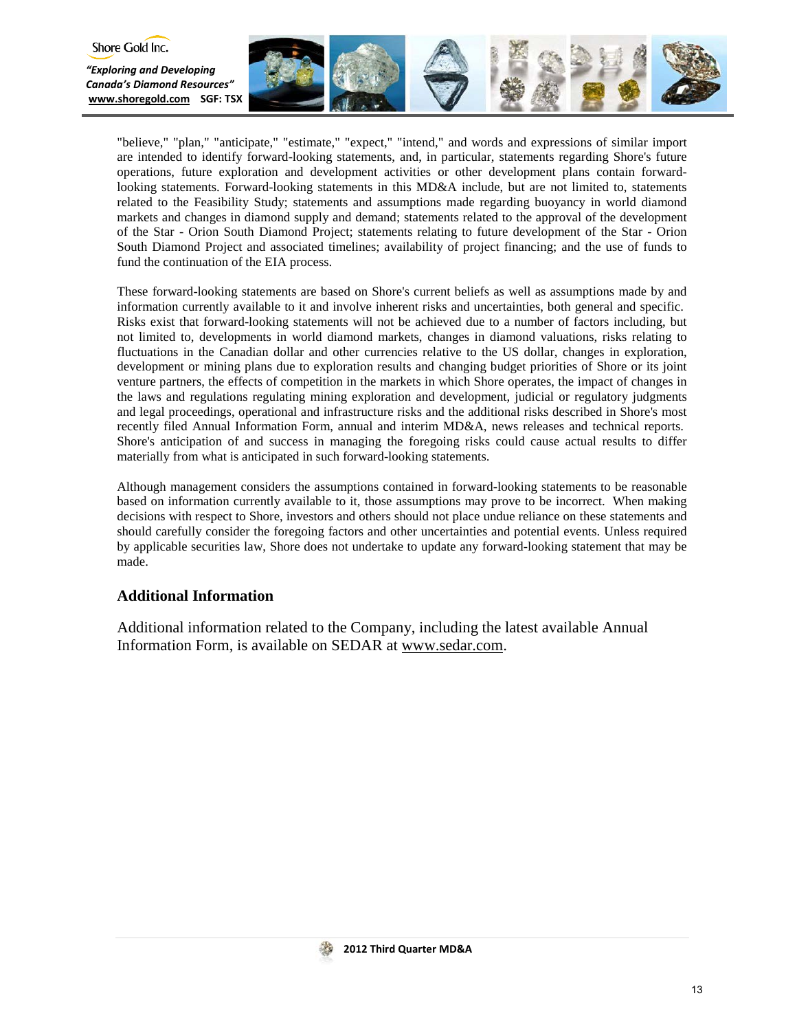"believe," "plan," "anticipate," "estimate," "expect," "intend," and words and expressions of similar import are intended to identify forward-looking statements, and, in particular, statements regarding Shore's future operations, future exploration and development activities or other development plans contain forward-looking statements. Forward-looking statements in this MD&A include, but are not limited to, statements related to the Feasibility Study; statements and assumptions made regarding buoyancy in world diamond markets and changes in diamond supply and demand; statements related to the approval of the development of the Star - Orion South Diamond Project; statements relating to future development of the Star - Orion South Diamond Project and associated timelines; availability of project financing; and the use of funds to fund the continuation of the EIA process.

These forward-looking statements are based on Shore's current beliefs as well as assumptions made by and information currently available to it and involve inherent risks and uncertainties, both general and specific. Risks exist that forward-looking statements will not be achieved due to a number of factors including, but not limited to, developments in world diamond markets, changes in diamond valuations, risks relating to fluctuations in the Canadian dollar and other currencies relative to the US dollar, changes in exploration, development or mining plans due to exploration results and changing budget priorities of Shore or its joint venture partners, the effects of competition in the markets in which Shore operates, the impact of changes in the laws and regulations regulating mining exploration and development, judicial or regulatory judgments and legal proceedings, operational and infrastructure risks and the additional risks described in Shore's most recently filed Annual Information Form, annual and interim MD&A, news releases and technical reports. Shore's anticipation of and success in managing the foregoing risks could cause actual results to differ materially from what is anticipated in such forward-looking statements.

Although management considers the assumptions contained in forward-looking statements to be reasonable based on information currently available to it, those assumptions may prove to be incorrect. When making decisions with respect to Shore, investors and others should not place undue reliance on these statements and should carefully consider the foregoing factors and other uncertainties and potential events. Unless required by applicable securities law, Shore does not undertake to update any forward-looking statement that may be made.

## Additional Information

Additional information related to the Company, including the latest available Annual Information Form, is available on SEDAR at www.sedar.com.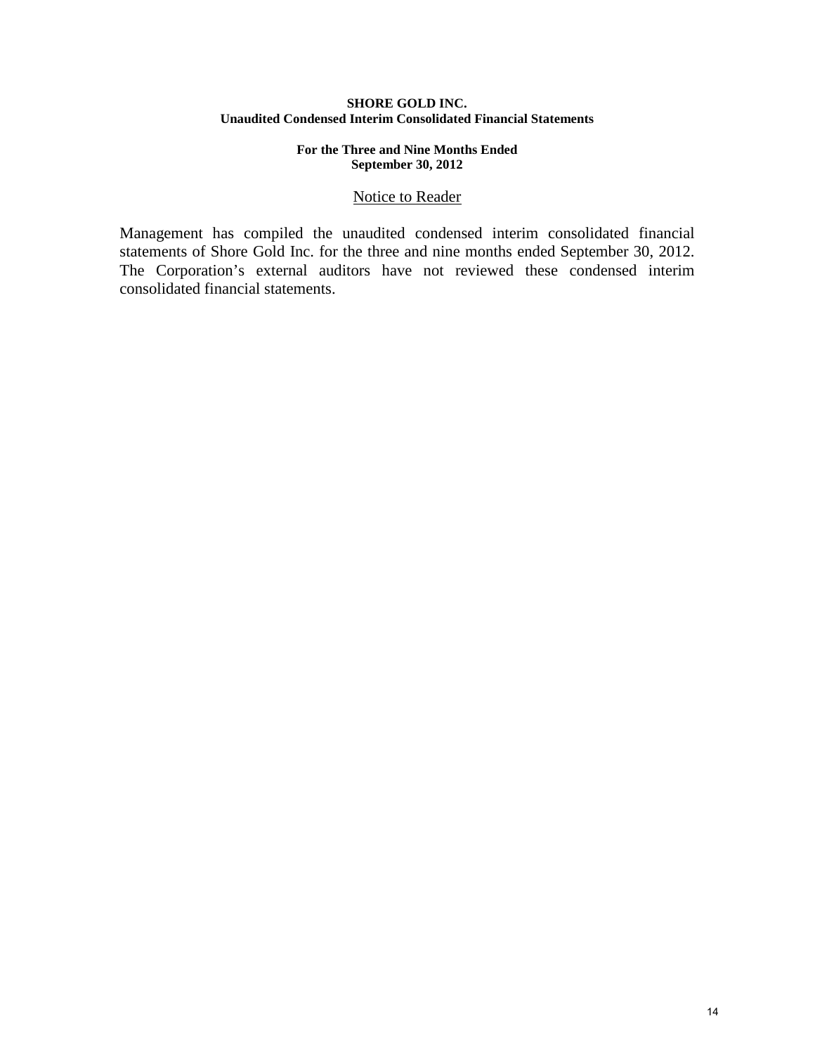**SHORE GOLD INC.**
**Unaudited Condensed Interim Consolidated Financial Statements**

**For the Three and Nine Months Ended**
**September 30, 2012**

Notice to Reader

Management has compiled the unaudited condensed interim consolidated financial statements of Shore Gold Inc. for the three and nine months ended September 30, 2012. The Corporation's external auditors have not reviewed these condensed interim consolidated financial statements.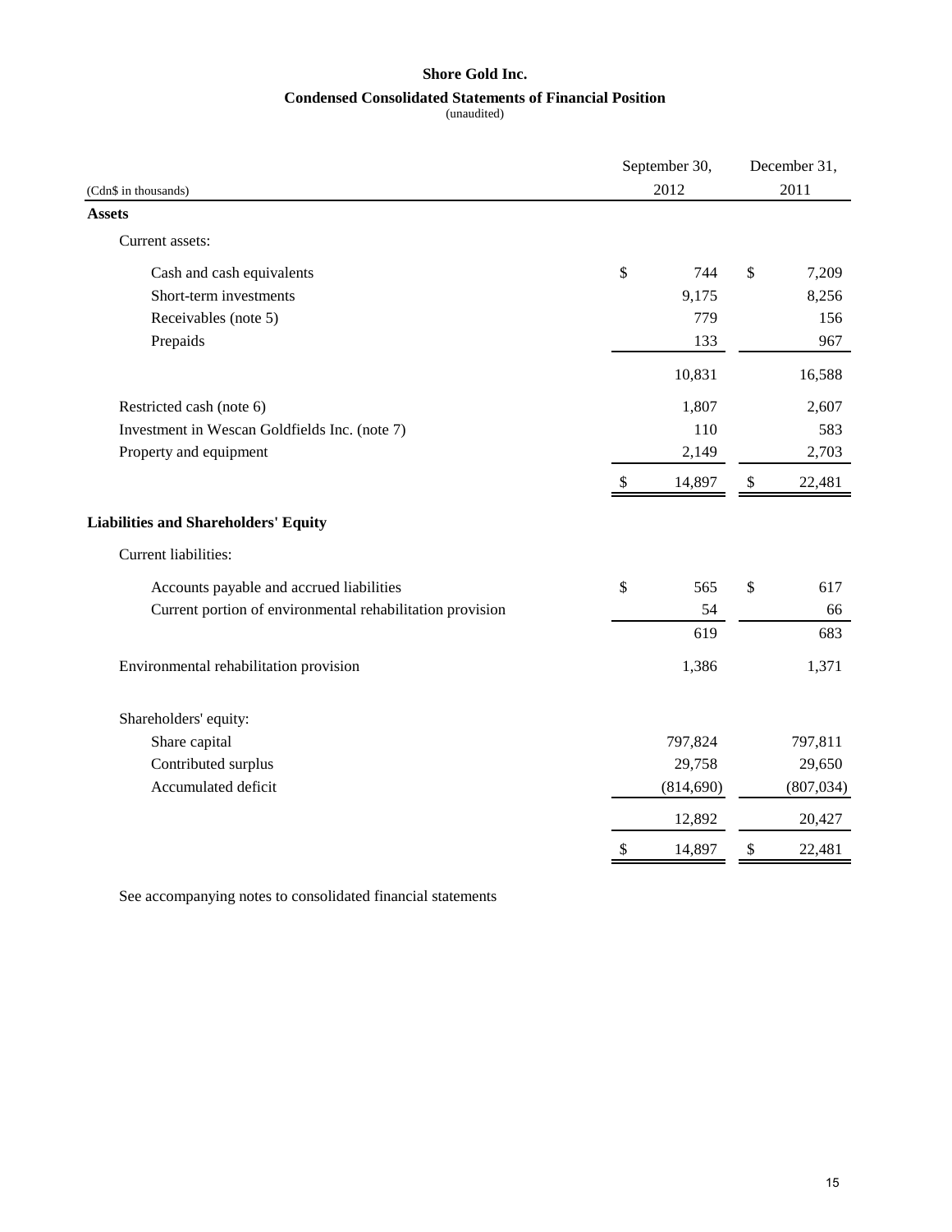# Shore Gold Inc.

## Condensed Consolidated Statements of Financial Position

(unaudited)

| (Cdn$ in thousands) | September 30, 2012 | December 31, 2011 |
|---|---|---|
| **Assets** | | |
| Current assets: | | |
| Cash and cash equivalents | $ 744 | $ 7,209 |
| Short-term investments | 9,175 | 8,256 |
| Receivables (note 5) | 779 | 156 |
| Prepaids | 133 | 967 |
| | 10,831 | 16,588 |
| Restricted cash (note 6) | 1,807 | 2,607 |
| Investment in Wescan Goldfields Inc. (note 7) | 110 | 583 |
| Property and equipment | 2,149 | 2,703 |
| | $ 14,897 | $ 22,481 |
| **Liabilities and Shareholders' Equity** | | |
| Current liabilities: | | |
| Accounts payable and accrued liabilities | $ 565 | $ 617 |
| Current portion of environmental rehabilitation provision | 54 | 66 |
| | 619 | 683 |
| Environmental rehabilitation provision | 1,386 | 1,371 |
| Shareholders' equity: | | |
| Share capital | 797,824 | 797,811 |
| Contributed surplus | 29,758 | 29,650 |
| Accumulated deficit | (814,690) | (807,034) |
| | 12,892 | 20,427 |
| | $ 14,897 | $ 22,481 |

See accompanying notes to consolidated financial statements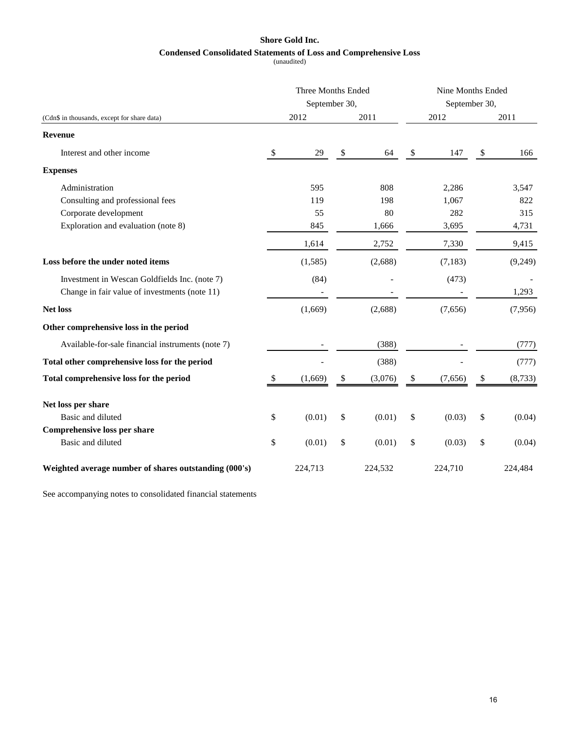**Shore Gold Inc.**

**Condensed Consolidated Statements of Loss and Comprehensive Loss**

(unaudited)

| (Cdn$ in thousands, except for share data) | Three Months Ended September 30, 2012 | Three Months Ended September 30, 2011 | Nine Months Ended September 30, 2012 | Nine Months Ended September 30, 2011 |
|---|---|---|---|---|
| **Revenue** | | | | |
| Interest and other income | $ 29 | $ 64 | $ 147 | $ 166 |
| **Expenses** | | | | |
| Administration | 595 | 808 | 2,286 | 3,547 |
| Consulting and professional fees | 119 | 198 | 1,067 | 822 |
| Corporate development | 55 | 80 | 282 | 315 |
| Exploration and evaluation (note 8) | 845 | 1,666 | 3,695 | 4,731 |
| | 1,614 | 2,752 | 7,330 | 9,415 |
| **Loss before the under noted items** | (1,585) | (2,688) | (7,183) | (9,249) |
| Investment in Wescan Goldfields Inc. (note 7) | (84) | - | (473) | - |
| Change in fair value of investments (note 11) | - | - | - | 1,293 |
| **Net loss** | (1,669) | (2,688) | (7,656) | (7,956) |
| **Other comprehensive loss in the period** | | | | |
| Available-for-sale financial instruments (note 7) | - | (388) | - | (777) |
| **Total other comprehensive loss for the period** | - | (388) | - | (777) |
| **Total comprehensive loss for the period** | $ (1,669) | $ (3,076) | $ (7,656) | $ (8,733) |
| **Net loss per share** | | | | |
| Basic and diluted | $ (0.01) | $ (0.01) | $ (0.03) | $ (0.04) |
| **Comprehensive loss per share** | | | | |
| Basic and diluted | $ (0.01) | $ (0.01) | $ (0.03) | $ (0.04) |
| **Weighted average number of shares outstanding (000's)** | 224,713 | 224,532 | 224,710 | 224,484 |

See accompanying notes to consolidated financial statements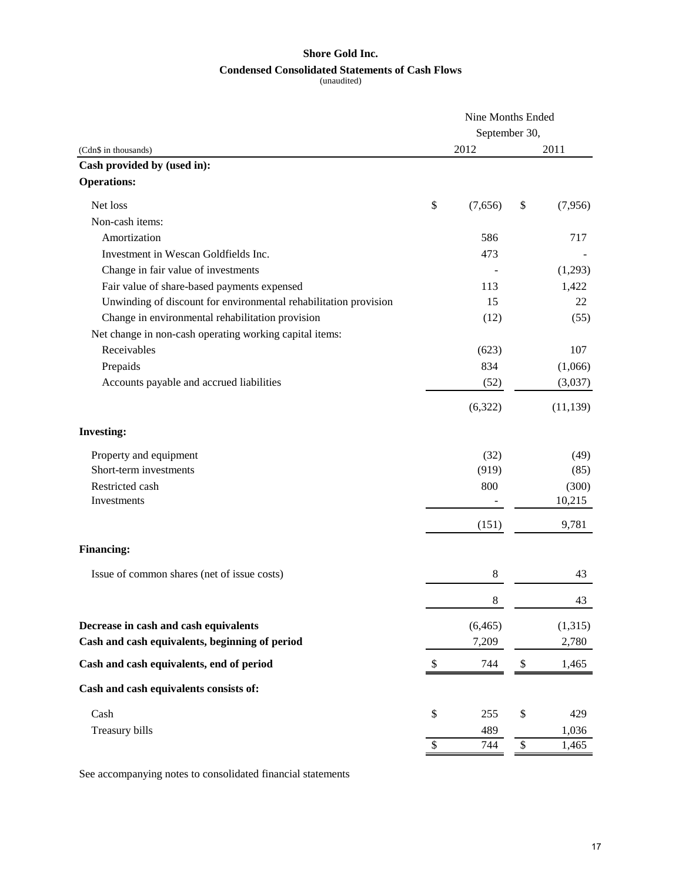# Shore Gold Inc.

## Condensed Consolidated Statements of Cash Flows

(unaudited)

| (Cdn$ in thousands) | Nine Months Ended September 30, 2012 | Nine Months Ended September 30, 2011 |
|---|---|---|
| **Cash provided by (used in):** | | |
| **Operations:** | | |
| Net loss | $ (7,656) | $ (7,956) |
| Non-cash items: | | |
| Amortization | 586 | 717 |
| Investment in Wescan Goldfields Inc. | 473 | - |
| Change in fair value of investments | - | (1,293) |
| Fair value of share-based payments expensed | 113 | 1,422 |
| Unwinding of discount for environmental rehabilitation provision | 15 | 22 |
| Change in environmental rehabilitation provision | (12) | (55) |
| Net change in non-cash operating working capital items: | | |
| Receivables | (623) | 107 |
| Prepaids | 834 | (1,066) |
| Accounts payable and accrued liabilities | (52) | (3,037) |
| | (6,322) | (11,139) |
| **Investing:** | | |
| Property and equipment | (32) | (49) |
| Short-term investments | (919) | (85) |
| Restricted cash | 800 | (300) |
| Investments | - | 10,215 |
| | (151) | 9,781 |
| **Financing:** | | |
| Issue of common shares (net of issue costs) | 8 | 43 |
| | 8 | 43 |
| **Decrease in cash and cash equivalents** | (6,465) | (1,315) |
| **Cash and cash equivalents, beginning of period** | 7,209 | 2,780 |
| **Cash and cash equivalents, end of period** | $ 744 | $ 1,465 |
| **Cash and cash equivalents consists of:** | | |
| Cash | $ 255 | $ 429 |
| Treasury bills | 489 | 1,036 |
| | $ 744 | $ 1,465 |

See accompanying notes to consolidated financial statements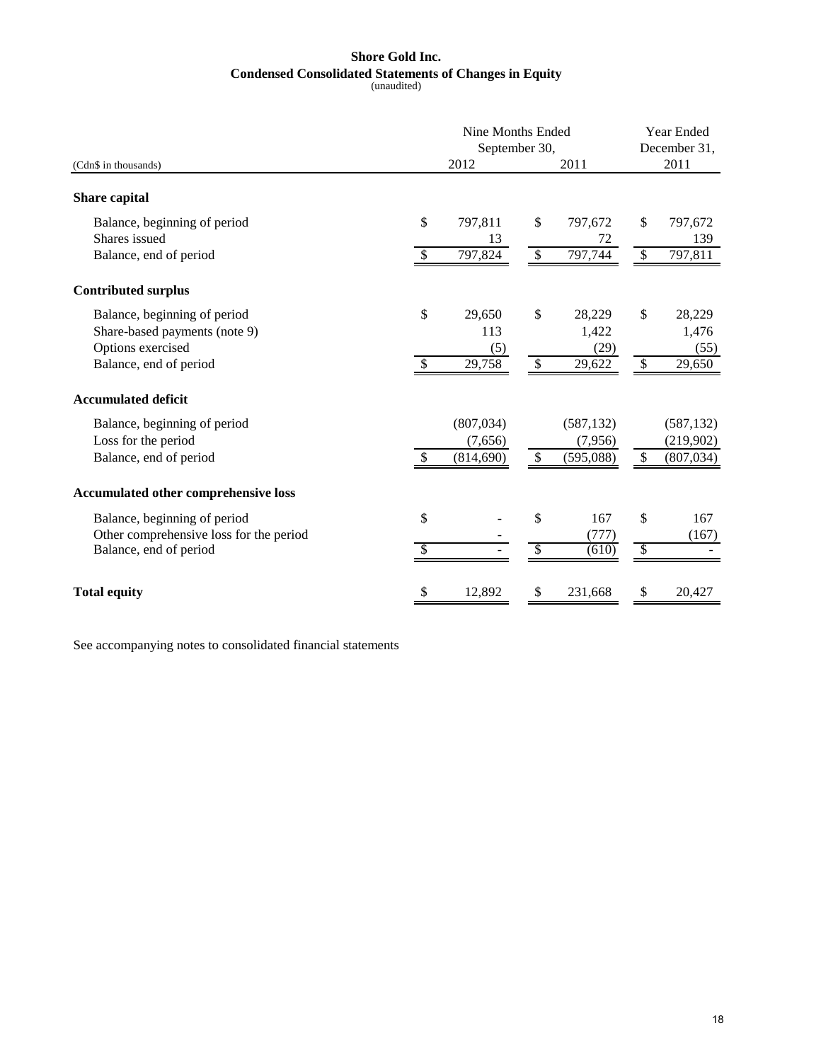**Shore Gold Inc.**
**Condensed Consolidated Statements of Changes in Equity**
(unaudited)

| (Cdn$ in thousands) | Nine Months Ended September 30, 2012 | Nine Months Ended September 30, 2011 | Year Ended December 31, 2011 |
|---|---|---|---|
| **Share capital** | | | |
| Balance, beginning of period | $ 797,811 | $ 797,672 | $ 797,672 |
| Shares issued | 13 | 72 | 139 |
| Balance, end of period | $ 797,824 | $ 797,744 | $ 797,811 |
| **Contributed surplus** | | | |
| Balance, beginning of period | $ 29,650 | $ 28,229 | $ 28,229 |
| Share-based payments (note 9) | 113 | 1,422 | 1,476 |
| Options exercised | (5) | (29) | (55) |
| Balance, end of period | $ 29,758 | $ 29,622 | $ 29,650 |
| **Accumulated deficit** | | | |
| Balance, beginning of period | (807,034) | (587,132) | (587,132) |
| Loss for the period | (7,656) | (7,956) | (219,902) |
| Balance, end of period | $ (814,690) | $ (595,088) | $ (807,034) |
| **Accumulated other comprehensive loss** | | | |
| Balance, beginning of period | $ - | $ 167 | $ 167 |
| Other comprehensive loss for the period | - | (777) | (167) |
| Balance, end of period | $ - | $ (610) | $ - |
| **Total equity** | $ 12,892 | $ 231,668 | $ 20,427 |

See accompanying notes to consolidated financial statements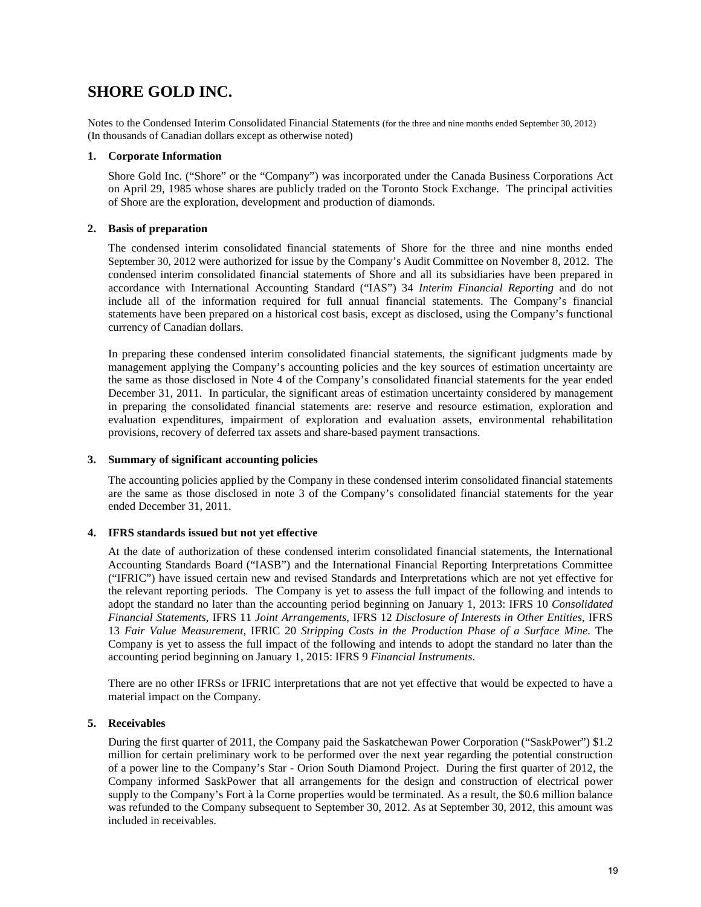# SHORE GOLD INC.

Notes to the Condensed Interim Consolidated Financial Statements (for the three and nine months ended September 30, 2012)
(In thousands of Canadian dollars except as otherwise noted)

## 1. Corporate Information

Shore Gold Inc. ("Shore" or the "Company") was incorporated under the Canada Business Corporations Act on April 29, 1985 whose shares are publicly traded on the Toronto Stock Exchange. The principal activities of Shore are the exploration, development and production of diamonds.

## 2. Basis of preparation

The condensed interim consolidated financial statements of Shore for the three and nine months ended September 30, 2012 were authorized for issue by the Company's Audit Committee on November 8, 2012. The condensed interim consolidated financial statements of Shore and all its subsidiaries have been prepared in accordance with International Accounting Standard ("IAS") 34 *Interim Financial Reporting* and do not include all of the information required for full annual financial statements. The Company's financial statements have been prepared on a historical cost basis, except as disclosed, using the Company's functional currency of Canadian dollars.

In preparing these condensed interim consolidated financial statements, the significant judgments made by management applying the Company's accounting policies and the key sources of estimation uncertainty are the same as those disclosed in Note 4 of the Company's consolidated financial statements for the year ended December 31, 2011. In particular, the significant areas of estimation uncertainty considered by management in preparing the consolidated financial statements are: reserve and resource estimation, exploration and evaluation expenditures, impairment of exploration and evaluation assets, environmental rehabilitation provisions, recovery of deferred tax assets and share-based payment transactions.

## 3. Summary of significant accounting policies

The accounting policies applied by the Company in these condensed interim consolidated financial statements are the same as those disclosed in note 3 of the Company's consolidated financial statements for the year ended December 31, 2011.

## 4. IFRS standards issued but not yet effective

At the date of authorization of these condensed interim consolidated financial statements, the International Accounting Standards Board ("IASB") and the International Financial Reporting Interpretations Committee ("IFRIC") have issued certain new and revised Standards and Interpretations which are not yet effective for the relevant reporting periods. The Company is yet to assess the full impact of the following and intends to adopt the standard no later than the accounting period beginning on January 1, 2013: IFRS 10 *Consolidated Financial Statements*, IFRS 11 *Joint Arrangements*, IFRS 12 *Disclosure of Interests in Other Entities*, IFRS 13 *Fair Value Measurement*, IFRIC 20 *Stripping Costs in the Production Phase of a Surface Mine*. The Company is yet to assess the full impact of the following and intends to adopt the standard no later than the accounting period beginning on January 1, 2015: IFRS 9 *Financial Instruments*.

There are no other IFRSs or IFRIC interpretations that are not yet effective that would be expected to have a material impact on the Company.

## 5. Receivables

During the first quarter of 2011, the Company paid the Saskatchewan Power Corporation ("SaskPower") $1.2 million for certain preliminary work to be performed over the next year regarding the potential construction of a power line to the Company's Star - Orion South Diamond Project. During the first quarter of 2012, the Company informed SaskPower that all arrangements for the design and construction of electrical power supply to the Company's Fort à la Corne properties would be terminated. As a result, the $0.6 million balance was refunded to the Company subsequent to September 30, 2012. As at September 30, 2012, this amount was included in receivables.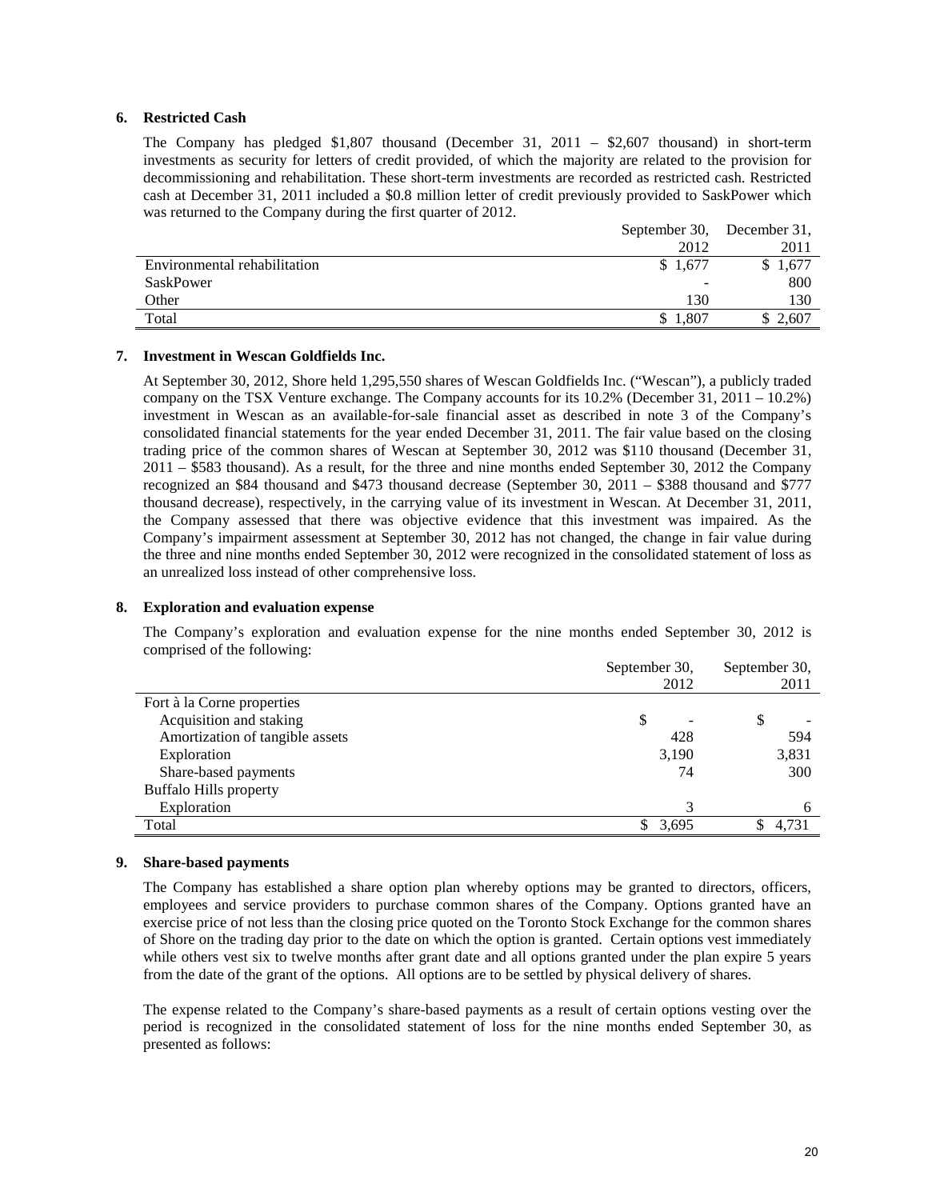## 6. Restricted Cash

The Company has pledged $1,807 thousand (December 31, 2011 – $2,607 thousand) in short-term investments as security for letters of credit provided, of which the majority are related to the provision for decommissioning and rehabilitation. These short-term investments are recorded as restricted cash. Restricted cash at December 31, 2011 included a $0.8 million letter of credit previously provided to SaskPower which was returned to the Company during the first quarter of 2012.

| | September 30, 2012 | December 31, 2011 |
|---|---|---|
| Environmental rehabilitation | $ 1,677 | $ 1,677 |
| SaskPower | - | 800 |
| Other | 130 | 130 |
| Total | $ 1,807 | $ 2,607 |

## 7. Investment in Wescan Goldfields Inc.

At September 30, 2012, Shore held 1,295,550 shares of Wescan Goldfields Inc. ("Wescan"), a publicly traded company on the TSX Venture exchange. The Company accounts for its 10.2% (December 31, 2011 – 10.2%) investment in Wescan as an available-for-sale financial asset as described in note 3 of the Company's consolidated financial statements for the year ended December 31, 2011. The fair value based on the closing trading price of the common shares of Wescan at September 30, 2012 was $110 thousand (December 31, 2011 – $583 thousand). As a result, for the three and nine months ended September 30, 2012 the Company recognized an $84 thousand and $473 thousand decrease (September 30, 2011 – $388 thousand and $777 thousand decrease), respectively, in the carrying value of its investment in Wescan. At December 31, 2011, the Company assessed that there was objective evidence that this investment was impaired. As the Company's impairment assessment at September 30, 2012 has not changed, the change in fair value during the three and nine months ended September 30, 2012 were recognized in the consolidated statement of loss as an unrealized loss instead of other comprehensive loss.

## 8. Exploration and evaluation expense

The Company's exploration and evaluation expense for the nine months ended September 30, 2012 is comprised of the following:

| | September 30, 2012 | September 30, 2011 |
|---|---|---|
| Fort à la Corne properties | | |
| Acquisition and staking | $ - | $ - |
| Amortization of tangible assets | 428 | 594 |
| Exploration | 3,190 | 3,831 |
| Share-based payments | 74 | 300 |
| Buffalo Hills property | | |
| Exploration | 3 | 6 |
| Total | $ 3,695 | $ 4,731 |

## 9. Share-based payments

The Company has established a share option plan whereby options may be granted to directors, officers, employees and service providers to purchase common shares of the Company. Options granted have an exercise price of not less than the closing price quoted on the Toronto Stock Exchange for the common shares of Shore on the trading day prior to the date on which the option is granted. Certain options vest immediately while others vest six to twelve months after grant date and all options granted under the plan expire 5 years from the date of the grant of the options. All options are to be settled by physical delivery of shares.

The expense related to the Company's share-based payments as a result of certain options vesting over the period is recognized in the consolidated statement of loss for the nine months ended September 30, as presented as follows: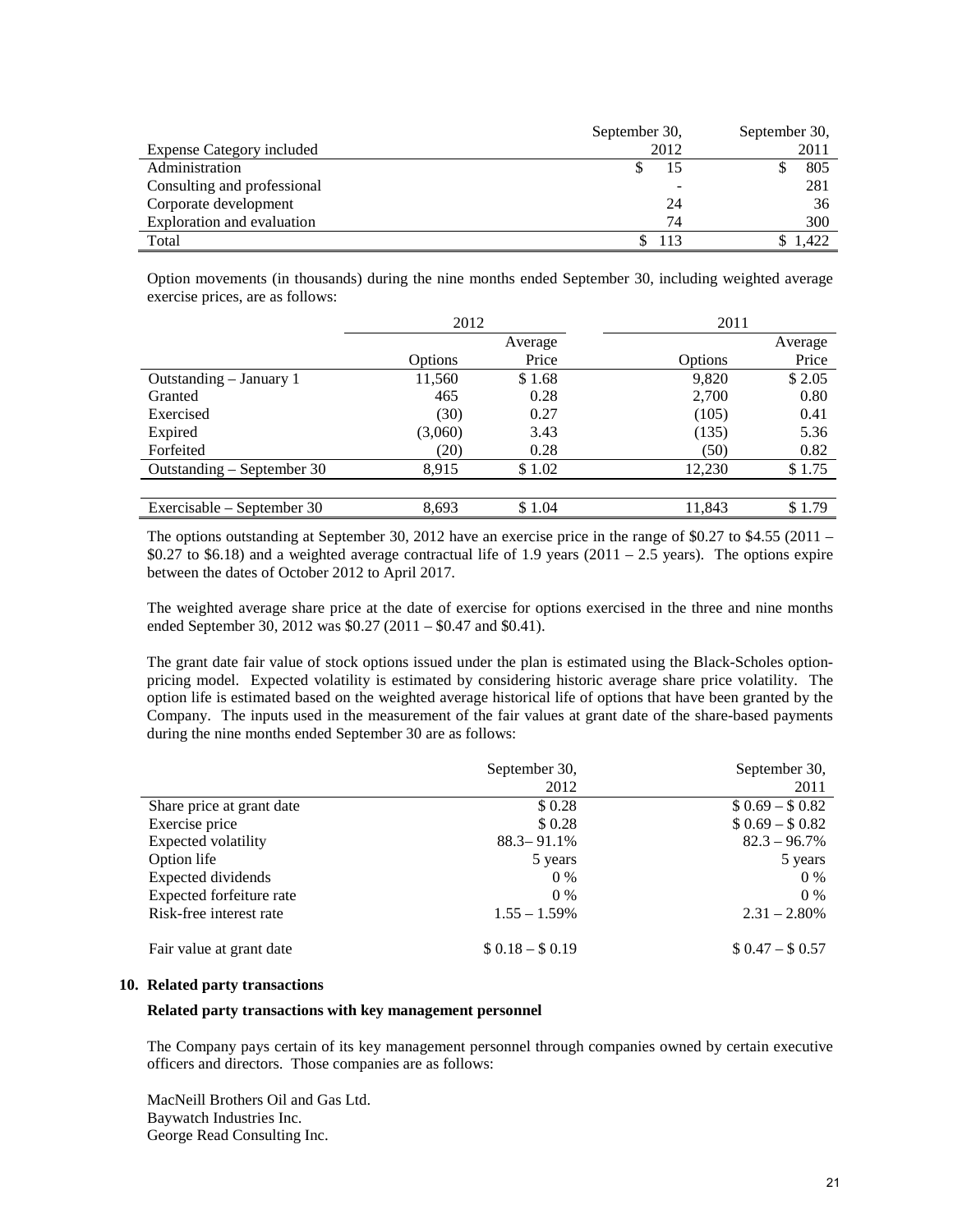| Expense Category included | September 30, 2012 | September 30, 2011 |
|---|---|---|
| Administration | $ 15 | $ 805 |
| Consulting and professional | - | 281 |
| Corporate development | 24 | 36 |
| Exploration and evaluation | 74 | 300 |
| Total | $ 113 | $ 1,422 |

Option movements (in thousands) during the nine months ended September 30, including weighted average exercise prices, are as follows:

| | 2012 | | 2011 | |
|---|---|---|---|---|
| | Options | Average Price | Options | Average Price |
| Outstanding – January 1 | 11,560 | $ 1.68 | 9,820 | $ 2.05 |
| Granted | 465 | 0.28 | 2,700 | 0.80 |
| Exercised | (30) | 0.27 | (105) | 0.41 |
| Expired | (3,060) | 3.43 | (135) | 5.36 |
| Forfeited | (20) | 0.28 | (50) | 0.82 |
| Outstanding – September 30 | 8,915 | $ 1.02 | 12,230 | $ 1.75 |
| | | | | |
| Exercisable – September 30 | 8,693 | $ 1.04 | 11,843 | $ 1.79 |

The options outstanding at September 30, 2012 have an exercise price in the range of $0.27 to $4.55 (2011 – $0.27 to $6.18) and a weighted average contractual life of 1.9 years (2011 – 2.5 years). The options expire between the dates of October 2012 to April 2017.

The weighted average share price at the date of exercise for options exercised in the three and nine months ended September 30, 2012 was $0.27 (2011 – $0.47 and $0.41).

The grant date fair value of stock options issued under the plan is estimated using the Black-Scholes option-pricing model. Expected volatility is estimated by considering historic average share price volatility. The option life is estimated based on the weighted average historical life of options that have been granted by the Company. The inputs used in the measurement of the fair values at grant date of the share-based payments during the nine months ended September 30 are as follows:

| | September 30, 2012 | September 30, 2011 |
|---|---|---|
| Share price at grant date | $ 0.28 | $ 0.69 – $ 0.82 |
| Exercise price | $ 0.28 | $ 0.69 – $ 0.82 |
| Expected volatility | 88.3– 91.1% | 82.3 – 96.7% |
| Option life | 5 years | 5 years |
| Expected dividends | 0 % | 0 % |
| Expected forfeiture rate | 0 % | 0 % |
| Risk-free interest rate | 1.55 – 1.59% | 2.31 – 2.80% |
| | | |
| Fair value at grant date | $ 0.18 – $ 0.19 | $ 0.47 – $ 0.57 |

## 10. Related party transactions

**Related party transactions with key management personnel**

The Company pays certain of its key management personnel through companies owned by certain executive officers and directors. Those companies are as follows:

MacNeill Brothers Oil and Gas Ltd.
Baywatch Industries Inc.
George Read Consulting Inc.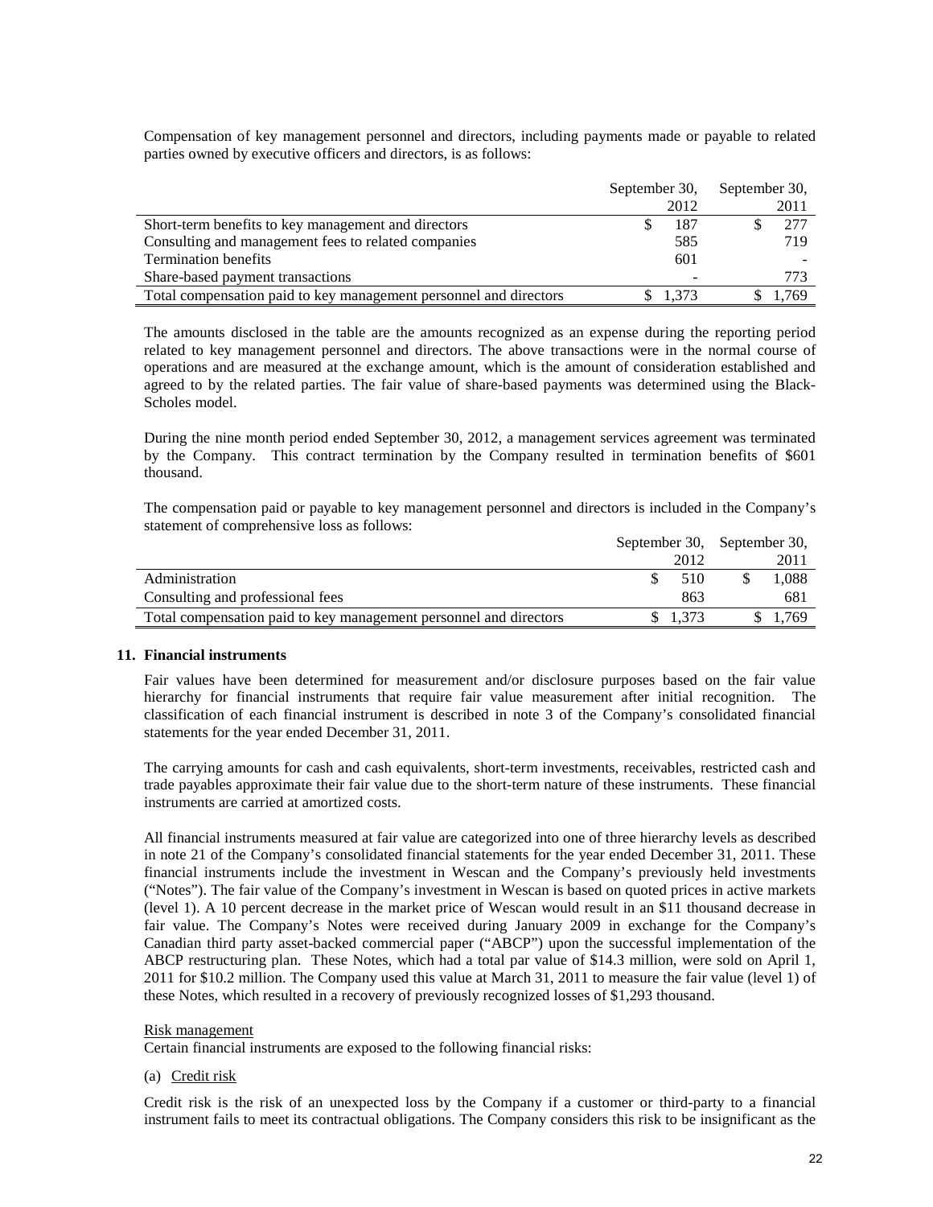Compensation of key management personnel and directors, including payments made or payable to related parties owned by executive officers and directors, is as follows:

| | September 30, 2012 | September 30, 2011 |
|---|---|---|
| Short-term benefits to key management and directors | $ 187 | $ 277 |
| Consulting and management fees to related companies | 585 | 719 |
| Termination benefits | 601 | - |
| Share-based payment transactions | - | 773 |
| Total compensation paid to key management personnel and directors | $ 1,373 | $ 1,769 |

The amounts disclosed in the table are the amounts recognized as an expense during the reporting period related to key management personnel and directors. The above transactions were in the normal course of operations and are measured at the exchange amount, which is the amount of consideration established and agreed to by the related parties. The fair value of share-based payments was determined using the Black-Scholes model.

During the nine month period ended September 30, 2012, a management services agreement was terminated by the Company. This contract termination by the Company resulted in termination benefits of $601 thousand.

The compensation paid or payable to key management personnel and directors is included in the Company's statement of comprehensive loss as follows:

| | September 30, 2012 | September 30, 2011 |
|---|---|---|
| Administration | $ 510 | $ 1,088 |
| Consulting and professional fees | 863 | 681 |
| Total compensation paid to key management personnel and directors | $ 1,373 | $ 1,769 |

## 11. Financial instruments

Fair values have been determined for measurement and/or disclosure purposes based on the fair value hierarchy for financial instruments that require fair value measurement after initial recognition. The classification of each financial instrument is described in note 3 of the Company's consolidated financial statements for the year ended December 31, 2011.

The carrying amounts for cash and cash equivalents, short-term investments, receivables, restricted cash and trade payables approximate their fair value due to the short-term nature of these instruments. These financial instruments are carried at amortized costs.

All financial instruments measured at fair value are categorized into one of three hierarchy levels as described in note 21 of the Company's consolidated financial statements for the year ended December 31, 2011. These financial instruments include the investment in Wescan and the Company's previously held investments ("Notes"). The fair value of the Company's investment in Wescan is based on quoted prices in active markets (level 1). A 10 percent decrease in the market price of Wescan would result in an $11 thousand decrease in fair value. The Company's Notes were received during January 2009 in exchange for the Company's Canadian third party asset-backed commercial paper ("ABCP") upon the successful implementation of the ABCP restructuring plan. These Notes, which had a total par value of $14.3 million, were sold on April 1, 2011 for $10.2 million. The Company used this value at March 31, 2011 to measure the fair value (level 1) of these Notes, which resulted in a recovery of previously recognized losses of $1,293 thousand.

Risk management

Certain financial instruments are exposed to the following financial risks:

(a) Credit risk

Credit risk is the risk of an unexpected loss by the Company if a customer or third-party to a financial instrument fails to meet its contractual obligations. The Company considers this risk to be insignificant as the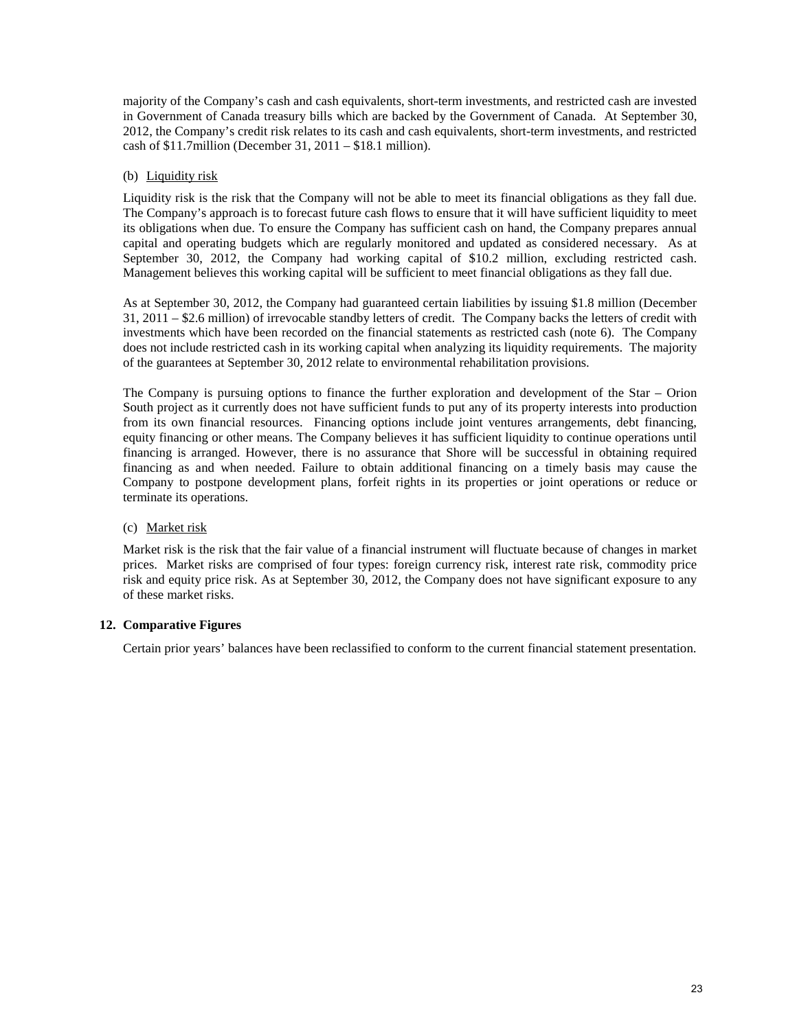majority of the Company's cash and cash equivalents, short-term investments, and restricted cash are invested in Government of Canada treasury bills which are backed by the Government of Canada. At September 30, 2012, the Company's credit risk relates to its cash and cash equivalents, short-term investments, and restricted cash of $11.7million (December 31, 2011 – $18.1 million).

(b) Liquidity risk

Liquidity risk is the risk that the Company will not be able to meet its financial obligations as they fall due. The Company's approach is to forecast future cash flows to ensure that it will have sufficient liquidity to meet its obligations when due. To ensure the Company has sufficient cash on hand, the Company prepares annual capital and operating budgets which are regularly monitored and updated as considered necessary. As at September 30, 2012, the Company had working capital of $10.2 million, excluding restricted cash. Management believes this working capital will be sufficient to meet financial obligations as they fall due.

As at September 30, 2012, the Company had guaranteed certain liabilities by issuing $1.8 million (December 31, 2011 – $2.6 million) of irrevocable standby letters of credit. The Company backs the letters of credit with investments which have been recorded on the financial statements as restricted cash (note 6). The Company does not include restricted cash in its working capital when analyzing its liquidity requirements. The majority of the guarantees at September 30, 2012 relate to environmental rehabilitation provisions.

The Company is pursuing options to finance the further exploration and development of the Star – Orion South project as it currently does not have sufficient funds to put any of its property interests into production from its own financial resources. Financing options include joint ventures arrangements, debt financing, equity financing or other means. The Company believes it has sufficient liquidity to continue operations until financing is arranged. However, there is no assurance that Shore will be successful in obtaining required financing as and when needed. Failure to obtain additional financing on a timely basis may cause the Company to postpone development plans, forfeit rights in its properties or joint operations or reduce or terminate its operations.

(c) Market risk

Market risk is the risk that the fair value of a financial instrument will fluctuate because of changes in market prices. Market risks are comprised of four types: foreign currency risk, interest rate risk, commodity price risk and equity price risk. As at September 30, 2012, the Company does not have significant exposure to any of these market risks.

## 12. Comparative Figures

Certain prior years' balances have been reclassified to conform to the current financial statement presentation.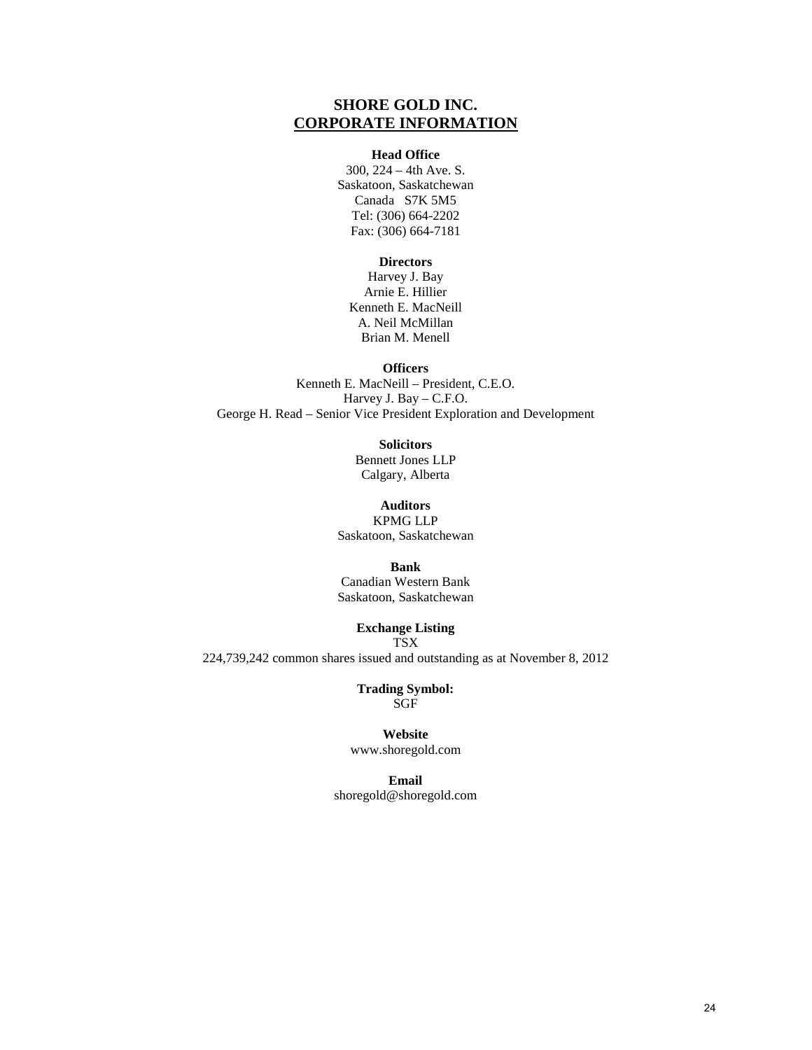# SHORE GOLD INC.
## CORPORATE INFORMATION

**Head Office**

300, 224 – 4th Ave. S.
Saskatoon, Saskatchewan
Canada S7K 5M5
Tel: (306) 664-2202
Fax: (306) 664-7181

**Directors**

Harvey J. Bay
Arnie E. Hillier
Kenneth E. MacNeill
A. Neil McMillan
Brian M. Menell

**Officers**

Kenneth E. MacNeill – President, C.E.O.
Harvey J. Bay – C.F.O.
George H. Read – Senior Vice President Exploration and Development

**Solicitors**

Bennett Jones LLP
Calgary, Alberta

**Auditors**

KPMG LLP
Saskatoon, Saskatchewan

**Bank**

Canadian Western Bank
Saskatoon, Saskatchewan

**Exchange Listing**

TSX
224,739,242 common shares issued and outstanding as at November 8, 2012

**Trading Symbol:**

SGF

**Website**

www.shoregold.com

**Email**

shoregold@shoregold.com